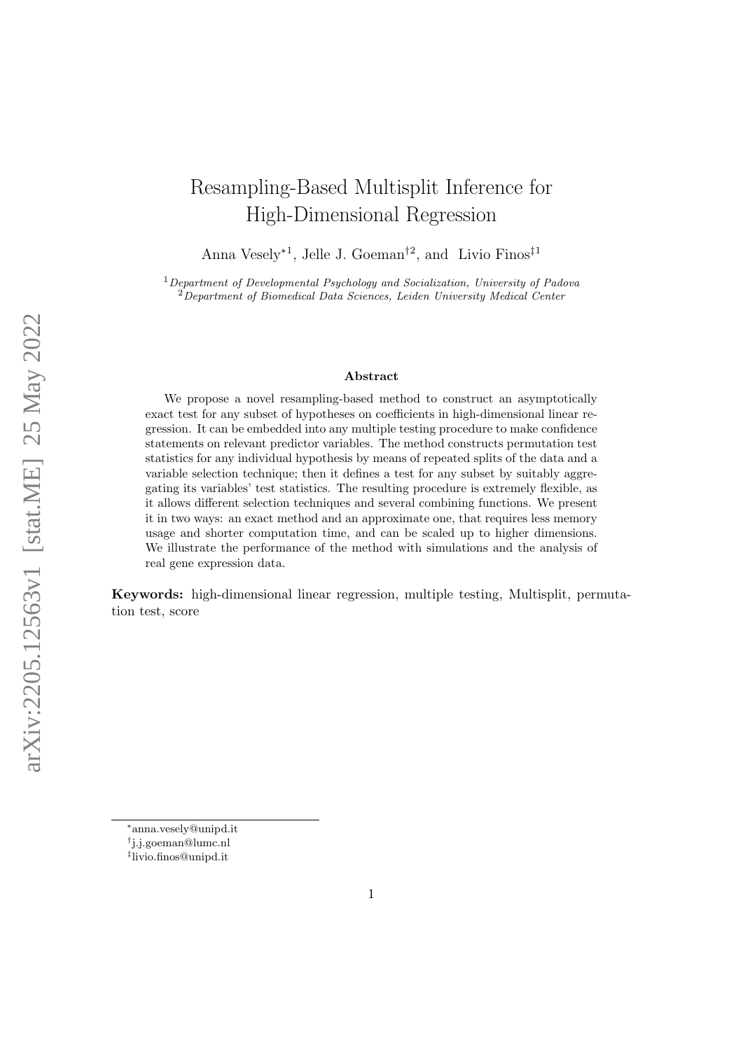# Resampling-Based Multisplit Inference for High-Dimensional Regression

Anna Vesely*[1], Jelle J. Goeman†[2], and Livio Finos‡[1]

[1] *Department of Developmental Psychology and Socialization, University of Padova*
[2] *Department of Biomedical Data Sciences, Leiden University Medical Center*

### Abstract

We propose a novel resampling-based method to construct an asymptotically exact test for any subset of hypotheses on coefficients in high-dimensional linear regression. It can be embedded into any multiple testing procedure to make confidence statements on relevant predictor variables. The method constructs permutation test statistics for any individual hypothesis by means of repeated splits of the data and a variable selection technique; then it defines a test for any subset by suitably aggregating its variables' test statistics. The resulting procedure is extremely flexible, as it allows different selection techniques and several combining functions. We present it in two ways: an exact method and an approximate one, that requires less memory usage and shorter computation time, and can be scaled up to higher dimensions. We illustrate the performance of the method with simulations and the analysis of real gene expression data.

**Keywords:** high-dimensional linear regression, multiple testing, Multisplit, permutation test, score

*anna.vesely@unipd.it
†j.j.goeman@lumc.nl
‡livio.finos@unipd.it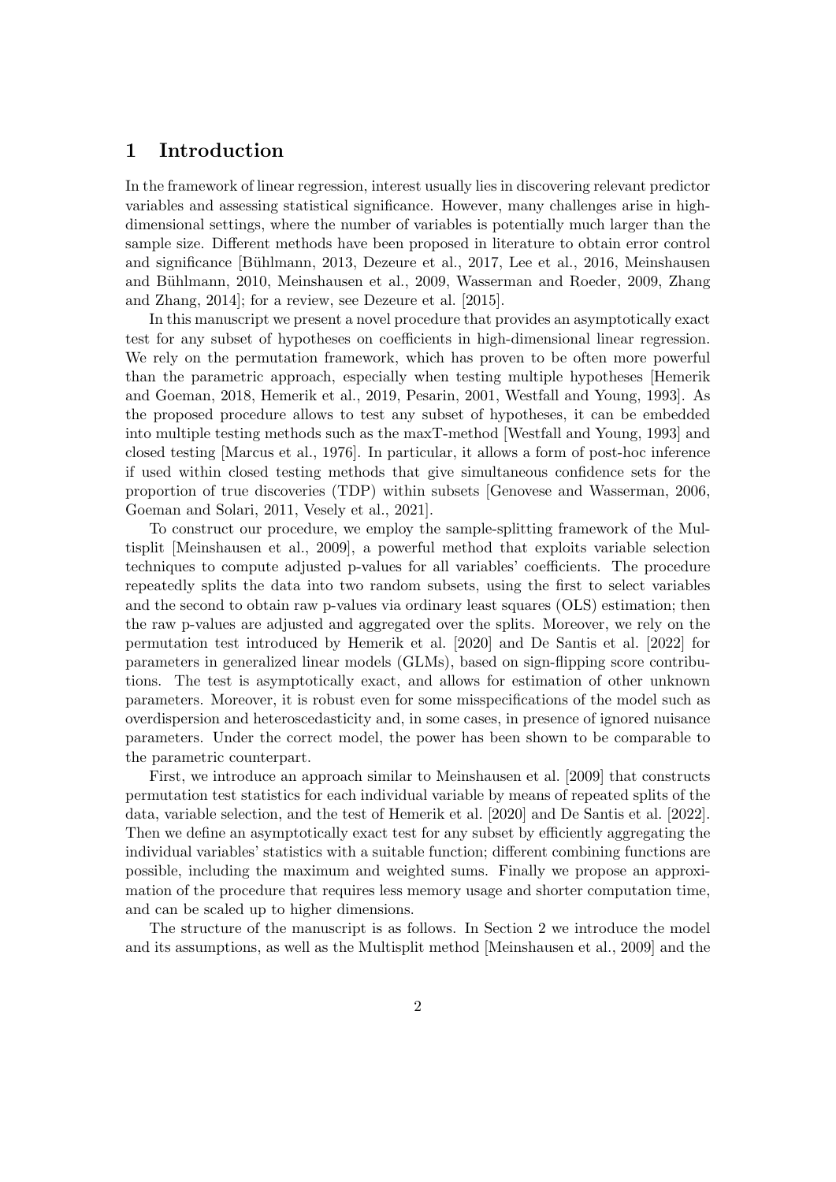# 1 Introduction

In the framework of linear regression, interest usually lies in discovering relevant predictor variables and assessing statistical significance. However, many challenges arise in high-dimensional settings, where the number of variables is potentially much larger than the sample size. Different methods have been proposed in literature to obtain error control and significance [Bühlmann, 2013, Dezeure et al., 2017, Lee et al., 2016, Meinshausen and Bühlmann, 2010, Meinshausen et al., 2009, Wasserman and Roeder, 2009, Zhang and Zhang, 2014]; for a review, see Dezeure et al. [2015].

In this manuscript we present a novel procedure that provides an asymptotically exact test for any subset of hypotheses on coefficients in high-dimensional linear regression. We rely on the permutation framework, which has proven to be often more powerful than the parametric approach, especially when testing multiple hypotheses [Hemerik and Goeman, 2018, Hemerik et al., 2019, Pesarin, 2001, Westfall and Young, 1993]. As the proposed procedure allows to test any subset of hypotheses, it can be embedded into multiple testing methods such as the maxT-method [Westfall and Young, 1993] and closed testing [Marcus et al., 1976]. In particular, it allows a form of post-hoc inference if used within closed testing methods that give simultaneous confidence sets for the proportion of true discoveries (TDP) within subsets [Genovese and Wasserman, 2006, Goeman and Solari, 2011, Vesely et al., 2021].

To construct our procedure, we employ the sample-splitting framework of the Multisplit [Meinshausen et al., 2009], a powerful method that exploits variable selection techniques to compute adjusted p-values for all variables' coefficients. The procedure repeatedly splits the data into two random subsets, using the first to select variables and the second to obtain raw p-values via ordinary least squares (OLS) estimation; then the raw p-values are adjusted and aggregated over the splits. Moreover, we rely on the permutation test introduced by Hemerik et al. [2020] and De Santis et al. [2022] for parameters in generalized linear models (GLMs), based on sign-flipping score contributions. The test is asymptotically exact, and allows for estimation of other unknown parameters. Moreover, it is robust even for some misspecifications of the model such as overdispersion and heteroscedasticity and, in some cases, in presence of ignored nuisance parameters. Under the correct model, the power has been shown to be comparable to the parametric counterpart.

First, we introduce an approach similar to Meinshausen et al. [2009] that constructs permutation test statistics for each individual variable by means of repeated splits of the data, variable selection, and the test of Hemerik et al. [2020] and De Santis et al. [2022]. Then we define an asymptotically exact test for any subset by efficiently aggregating the individual variables' statistics with a suitable function; different combining functions are possible, including the maximum and weighted sums. Finally we propose an approximation of the procedure that requires less memory usage and shorter computation time, and can be scaled up to higher dimensions.

The structure of the manuscript is as follows. In Section 2 we introduce the model and its assumptions, as well as the Multisplit method [Meinshausen et al., 2009] and the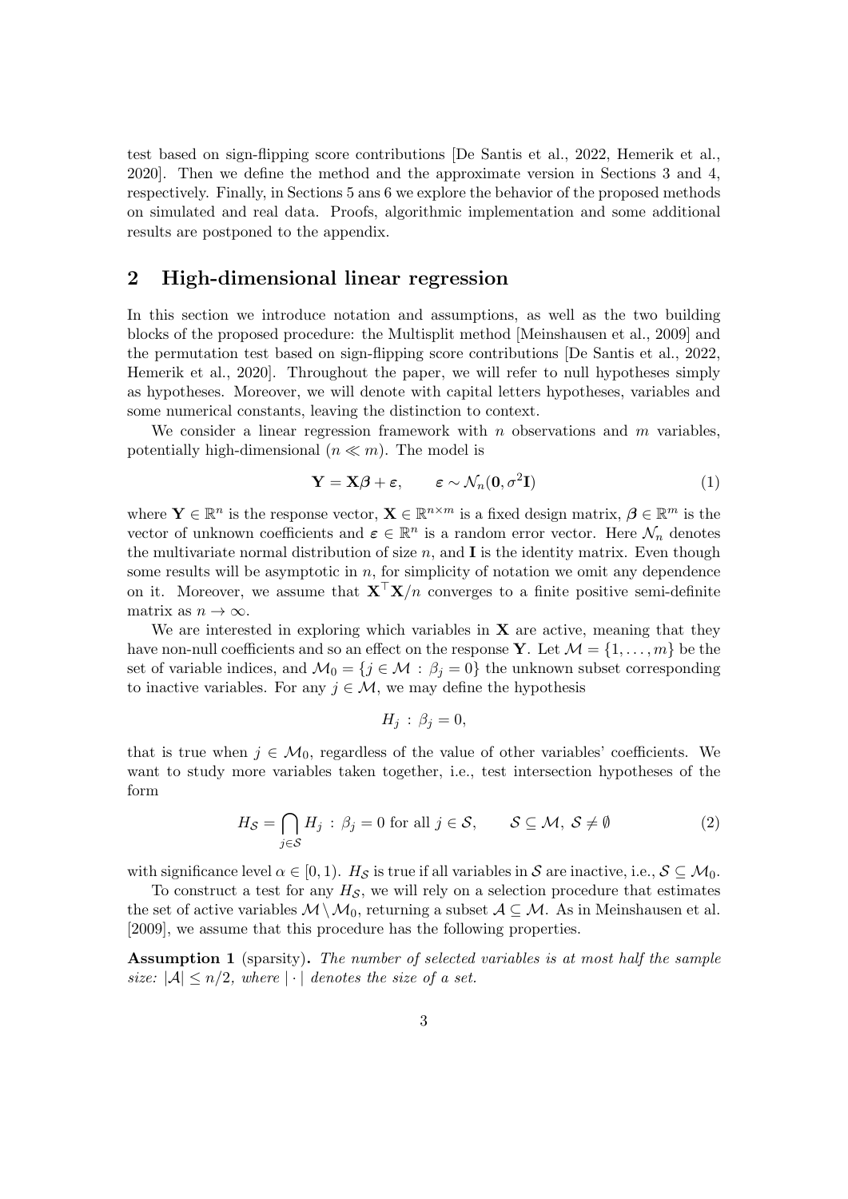test based on sign-flipping score contributions [De Santis et al., 2022, Hemerik et al., 2020]. Then we define the method and the approximate version in Sections 3 and 4, respectively. Finally, in Sections 5 ans 6 we explore the behavior of the proposed methods on simulated and real data. Proofs, algorithmic implementation and some additional results are postponed to the appendix.

## 2 High-dimensional linear regression

In this section we introduce notation and assumptions, as well as the two building blocks of the proposed procedure: the Multisplit method [Meinshausen et al., 2009] and the permutation test based on sign-flipping score contributions [De Santis et al., 2022, Hemerik et al., 2020]. Throughout the paper, we will refer to null hypotheses simply as hypotheses. Moreover, we will denote with capital letters hypotheses, variables and some numerical constants, leaving the distinction to context.

We consider a linear regression framework with $n$ observations and $m$ variables, potentially high-dimensional ($n \ll m$). The model is

$$\mathbf{Y} = \mathbf{X}\boldsymbol{\beta} + \boldsymbol{\varepsilon}, \qquad \boldsymbol{\varepsilon} \sim \mathcal{N}_n(\mathbf{0}, \sigma^2\mathbf{I}) \tag{1}$$

where $\mathbf{Y} \in \mathbb{R}^n$ is the response vector, $\mathbf{X} \in \mathbb{R}^{n \times m}$ is a fixed design matrix, $\boldsymbol{\beta} \in \mathbb{R}^m$ is the vector of unknown coefficients and $\boldsymbol{\varepsilon} \in \mathbb{R}^n$ is a random error vector. Here $\mathcal{N}_n$ denotes the multivariate normal distribution of size $n$, and $\mathbf{I}$ is the identity matrix. Even though some results will be asymptotic in $n$, for simplicity of notation we omit any dependence on it. Moreover, we assume that $\mathbf{X}^\top\mathbf{X}/n$ converges to a finite positive semi-definite matrix as $n \to \infty$.

We are interested in exploring which variables in $\mathbf{X}$ are active, meaning that they have non-null coefficients and so an effect on the response $\mathbf{Y}$. Let $\mathcal{M} = \{1, \ldots, m\}$ be the set of variable indices, and $\mathcal{M}_0 = \{j \in \mathcal{M} : \beta_j = 0\}$ the unknown subset corresponding to inactive variables. For any $j \in \mathcal{M}$, we may define the hypothesis

$$H_j \, : \, \beta_j = 0,$$

that is true when $j \in \mathcal{M}_0$, regardless of the value of other variables' coefficients. We want to study more variables taken together, i.e., test intersection hypotheses of the form

$$H_{\mathcal{S}} = \bigcap_{j \in \mathcal{S}} H_j \, : \, \beta_j = 0 \text{ for all } j \in \mathcal{S}, \qquad \mathcal{S} \subseteq \mathcal{M}, \, \mathcal{S} \neq \emptyset \tag{2}$$

with significance level $\alpha \in [0, 1)$. $H_{\mathcal{S}}$ is true if all variables in $\mathcal{S}$ are inactive, i.e., $\mathcal{S} \subseteq \mathcal{M}_0$.

To construct a test for any $H_{\mathcal{S}}$, we will rely on a selection procedure that estimates the set of active variables $\mathcal{M} \setminus \mathcal{M}_0$, returning a subset $\mathcal{A} \subseteq \mathcal{M}$. As in Meinshausen et al. [2009], we assume that this procedure has the following properties.

**Assumption 1** (sparsity)**.** *The number of selected variables is at most half the sample size: $|\mathcal{A}| \leq n/2$, where $|\cdot|$ denotes the size of a set.*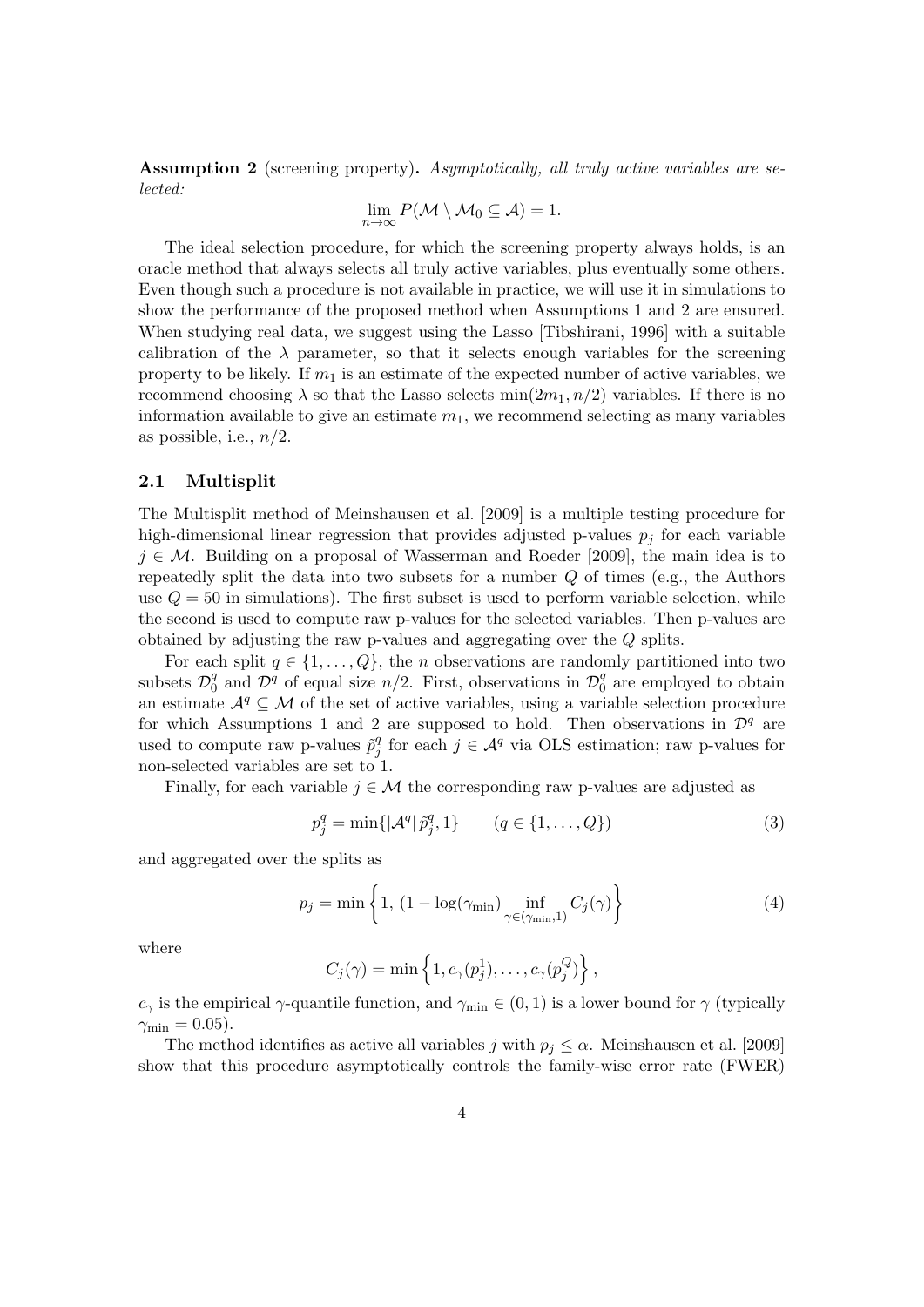**Assumption 2** (screening property)**.** *Asymptotically, all truly active variables are selected:*

$$\lim_{n\to\infty} P(\mathcal{M} \setminus \mathcal{M}_0 \subseteq \mathcal{A}) = 1.$$

The ideal selection procedure, for which the screening property always holds, is an oracle method that always selects all truly active variables, plus eventually some others. Even though such a procedure is not available in practice, we will use it in simulations to show the performance of the proposed method when Assumptions 1 and 2 are ensured. When studying real data, we suggest using the Lasso [Tibshirani, 1996] with a suitable calibration of the $\lambda$ parameter, so that it selects enough variables for the screening property to be likely. If $m_1$ is an estimate of the expected number of active variables, we recommend choosing $\lambda$ so that the Lasso selects $\min(2m_1, n/2)$ variables. If there is no information available to give an estimate $m_1$, we recommend selecting as many variables as possible, i.e., $n/2$.

### 2.1 Multisplit

The Multisplit method of Meinshausen et al. [2009] is a multiple testing procedure for high-dimensional linear regression that provides adjusted p-values $p_j$ for each variable $j \in \mathcal{M}$. Building on a proposal of Wasserman and Roeder [2009], the main idea is to repeatedly split the data into two subsets for a number $Q$ of times (e.g., the Authors use $Q = 50$ in simulations). The first subset is used to perform variable selection, while the second is used to compute raw p-values for the selected variables. Then p-values are obtained by adjusting the raw p-values and aggregating over the $Q$ splits.

For each split $q \in \{1, \ldots, Q\}$, the $n$ observations are randomly partitioned into two subsets $\mathcal{D}_0^q$ and $\mathcal{D}^q$ of equal size $n/2$. First, observations in $\mathcal{D}_0^q$ are employed to obtain an estimate $\mathcal{A}^q \subseteq \mathcal{M}$ of the set of active variables, using a variable selection procedure for which Assumptions 1 and 2 are supposed to hold. Then observations in $\mathcal{D}^q$ are used to compute raw p-values $\tilde{p}_j^q$ for each $j \in \mathcal{A}^q$ via OLS estimation; raw p-values for non-selected variables are set to 1.

Finally, for each variable $j \in \mathcal{M}$ the corresponding raw p-values are adjusted as

$$p_j^q = \min\{|\mathcal{A}^q|\,\tilde{p}_j^q, 1\} \qquad (q \in \{1, \ldots, Q\}) \tag{3}$$

and aggregated over the splits as

$$p_j = \min\left\{1,\ (1 - \log(\gamma_{\min})\ \inf_{\gamma \in (\gamma_{\min}, 1)} C_j(\gamma)\right\} \tag{4}$$

where

$$C_j(\gamma) = \min\left\{1, c_\gamma(p_j^1), \ldots, c_\gamma(p_j^Q)\right\},$$

$c_\gamma$ is the empirical $\gamma$-quantile function, and $\gamma_{\min} \in (0, 1)$ is a lower bound for $\gamma$ (typically $\gamma_{\min} = 0.05$).

The method identifies as active all variables $j$ with $p_j \leq \alpha$. Meinshausen et al. [2009] show that this procedure asymptotically controls the family-wise error rate (FWER)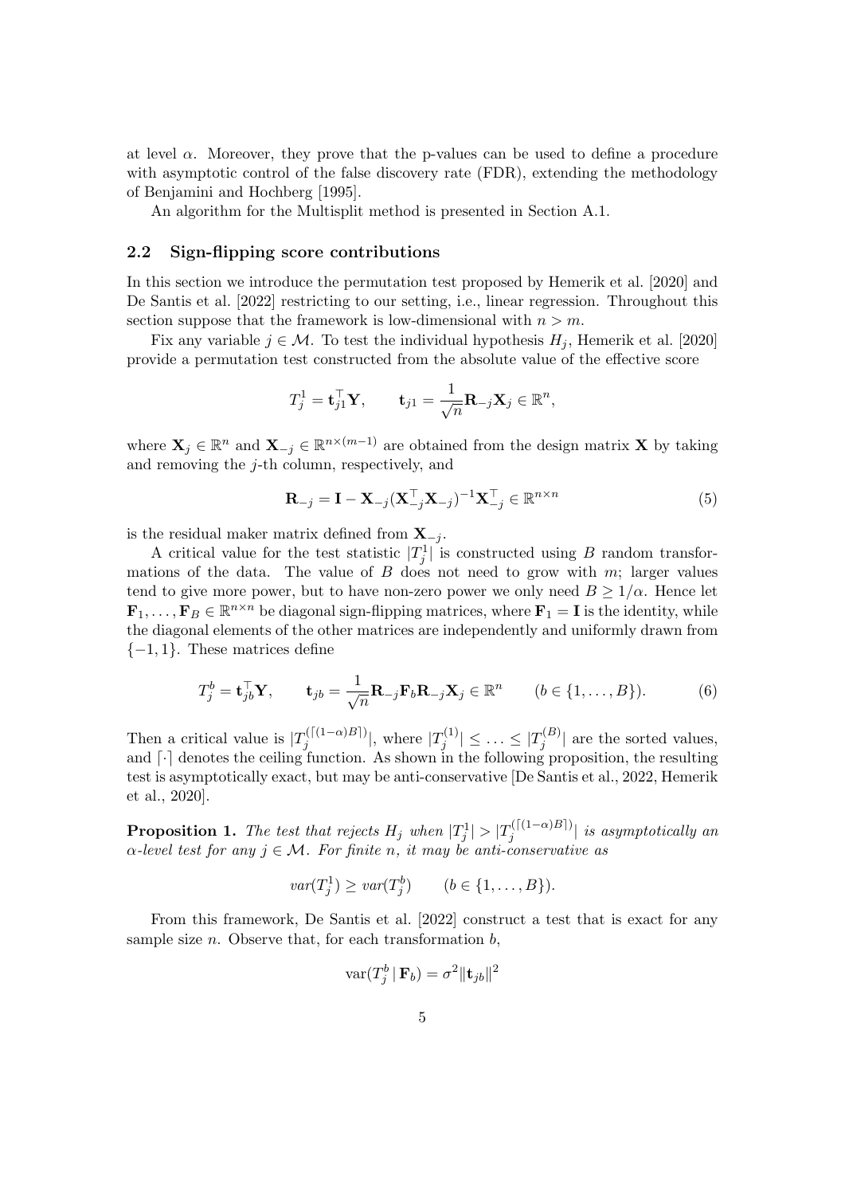at level $\alpha$. Moreover, they prove that the p-values can be used to define a procedure with asymptotic control of the false discovery rate (FDR), extending the methodology of Benjamini and Hochberg [1995].

An algorithm for the Multisplit method is presented in Section A.1.

### 2.2 Sign-flipping score contributions

In this section we introduce the permutation test proposed by Hemerik et al. [2020] and De Santis et al. [2022] restricting to our setting, i.e., linear regression. Throughout this section suppose that the framework is low-dimensional with $n > m$.

Fix any variable $j \in \mathcal{M}$. To test the individual hypothesis $H_j$, Hemerik et al. [2020] provide a permutation test constructed from the absolute value of the effective score

$$T_j^1 = \mathbf{t}_{j1}^\top \mathbf{Y}, \qquad \mathbf{t}_{j1} = \frac{1}{\sqrt{n}} \mathbf{R}_{-j} \mathbf{X}_j \in \mathbb{R}^n,$$

where $\mathbf{X}_j \in \mathbb{R}^n$ and $\mathbf{X}_{-j} \in \mathbb{R}^{n \times (m-1)}$ are obtained from the design matrix $\mathbf{X}$ by taking and removing the $j$-th column, respectively, and

$$\mathbf{R}_{-j} = \mathbf{I} - \mathbf{X}_{-j} (\mathbf{X}_{-j}^\top \mathbf{X}_{-j})^{-1} \mathbf{X}_{-j}^\top \in \mathbb{R}^{n \times n} \tag{5}$$

is the residual maker matrix defined from $\mathbf{X}_{-j}$.

A critical value for the test statistic $|T_j^1|$ is constructed using $B$ random transformations of the data. The value of $B$ does not need to grow with $m$; larger values tend to give more power, but to have non-zero power we only need $B \geq 1/\alpha$. Hence let $\mathbf{F}_1, \ldots, \mathbf{F}_B \in \mathbb{R}^{n \times n}$ be diagonal sign-flipping matrices, where $\mathbf{F}_1 = \mathbf{I}$ is the identity, while the diagonal elements of the other matrices are independently and uniformly drawn from $\{-1, 1\}$. These matrices define

$$T_j^b = \mathbf{t}_{jb}^\top \mathbf{Y}, \qquad \mathbf{t}_{jb} = \frac{1}{\sqrt{n}} \mathbf{R}_{-j} \mathbf{F}_b \mathbf{R}_{-j} \mathbf{X}_j \in \mathbb{R}^n \qquad (b \in \{1, \ldots, B\}). \tag{6}$$

Then a critical value is $|T_j^{(\lceil (1-\alpha)B \rceil)}|$, where $|T_j^{(1)}| \leq \ldots \leq |T_j^{(B)}|$ are the sorted values, and $\lceil \cdot \rceil$ denotes the ceiling function. As shown in the following proposition, the resulting test is asymptotically exact, but may be anti-conservative [De Santis et al., 2022, Hemerik et al., 2020].

**Proposition 1.** *The test that rejects $H_j$ when $|T_j^1| > |T_j^{(\lceil (1-\alpha)B \rceil)}|$ is asymptotically an $\alpha$-level test for any $j \in \mathcal{M}$. For finite $n$, it may be anti-conservative as*

$$var(T_j^1) \geq var(T_j^b) \qquad (b \in \{1, \ldots, B\}).$$

From this framework, De Santis et al. [2022] construct a test that is exact for any sample size $n$. Observe that, for each transformation $b$,

$$\text{var}(T_j^b \mid \mathbf{F}_b) = \sigma^2 \|\mathbf{t}_{jb}\|^2$$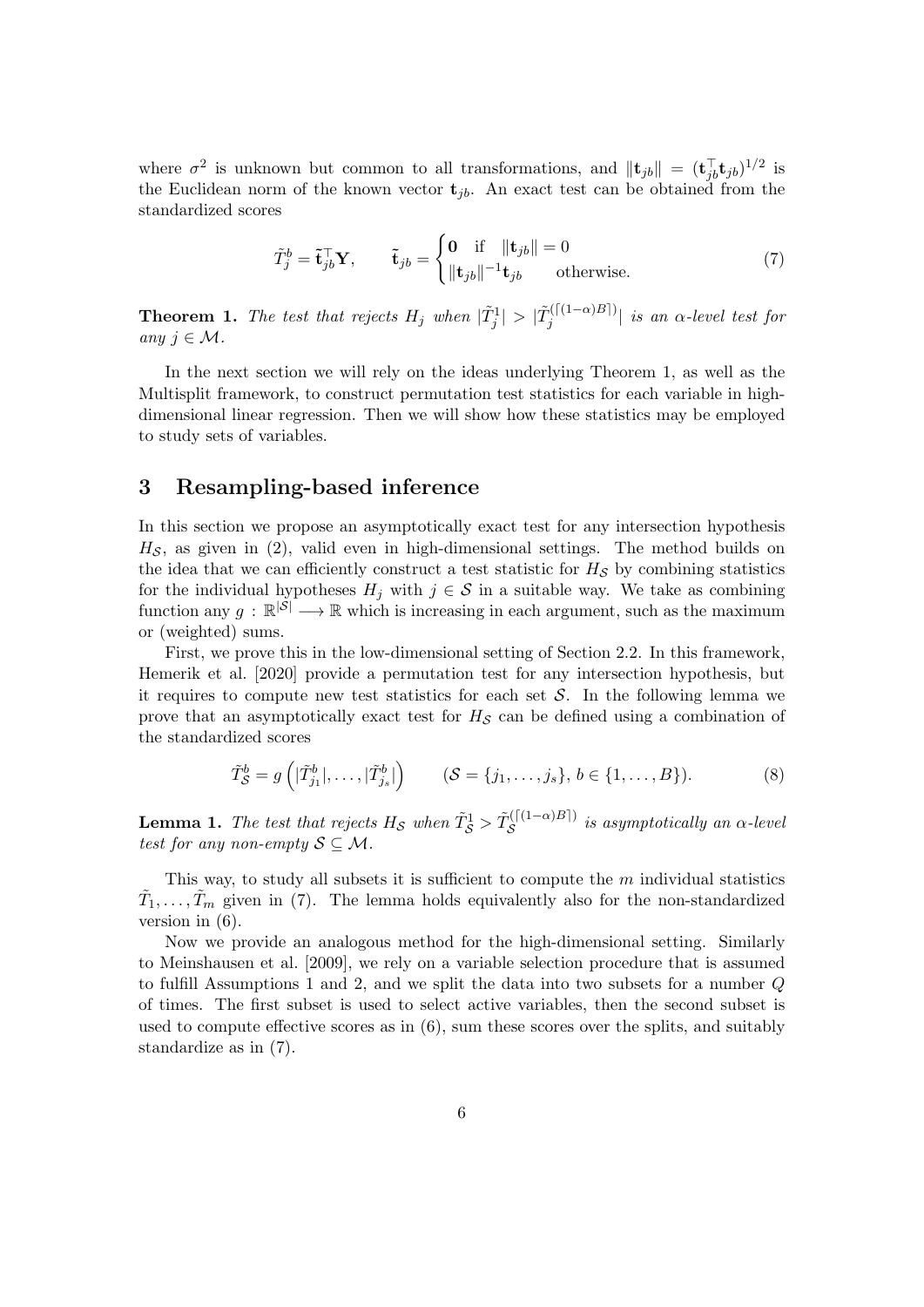where $\sigma^2$ is unknown but common to all transformations, and $\|\mathbf{t}_{jb}\| = (\mathbf{t}_{jb}^\top \mathbf{t}_{jb})^{1/2}$ is the Euclidean norm of the known vector $\mathbf{t}_{jb}$. An exact test can be obtained from the standardized scores

$$\tilde{T}_j^b = \tilde{\mathbf{t}}_{jb}^\top \mathbf{Y}, \qquad \tilde{\mathbf{t}}_{jb} = \begin{cases} \mathbf{0} & \text{if} \quad \|\mathbf{t}_{jb}\| = 0 \\ \|\mathbf{t}_{jb}\|^{-1} \mathbf{t}_{jb} & \text{otherwise.} \end{cases} \tag{7}$$

**Theorem 1.** *The test that rejects $H_j$ when $|\tilde{T}_j^1| > |\tilde{T}_j^{(\lceil (1-\alpha)B \rceil)}|$ is an $\alpha$-level test for any $j \in \mathcal{M}$.*

In the next section we will rely on the ideas underlying Theorem 1, as well as the Multisplit framework, to construct permutation test statistics for each variable in high-dimensional linear regression. Then we will show how these statistics may be employed to study sets of variables.

## 3 Resampling-based inference

In this section we propose an asymptotically exact test for any intersection hypothesis $H_{\mathcal{S}}$, as given in (2), valid even in high-dimensional settings. The method builds on the idea that we can efficiently construct a test statistic for $H_{\mathcal{S}}$ by combining statistics for the individual hypotheses $H_j$ with $j \in \mathcal{S}$ in a suitable way. We take as combining function any $g : \mathbb{R}^{|\mathcal{S}|} \longrightarrow \mathbb{R}$ which is increasing in each argument, such as the maximum or (weighted) sums.

First, we prove this in the low-dimensional setting of Section 2.2. In this framework, Hemerik et al. [2020] provide a permutation test for any intersection hypothesis, but it requires to compute new test statistics for each set $\mathcal{S}$. In the following lemma we prove that an asymptotically exact test for $H_{\mathcal{S}}$ can be defined using a combination of the standardized scores

$$\tilde{T}_{\mathcal{S}}^b = g\left(|\tilde{T}_{j_1}^b|, \ldots, |\tilde{T}_{j_s}^b|\right) \qquad (\mathcal{S} = \{j_1, \ldots, j_s\}, \, b \in \{1, \ldots, B\}). \tag{8}$$

**Lemma 1.** *The test that rejects $H_{\mathcal{S}}$ when $\tilde{T}_{\mathcal{S}}^1 > \tilde{T}_{\mathcal{S}}^{(\lceil (1-\alpha)B \rceil)}$ is asymptotically an $\alpha$-level test for any non-empty $\mathcal{S} \subseteq \mathcal{M}$.*

This way, to study all subsets it is sufficient to compute the $m$ individual statistics $\tilde{T}_1, \ldots, \tilde{T}_m$ given in (7). The lemma holds equivalently also for the non-standardized version in (6).

Now we provide an analogous method for the high-dimensional setting. Similarly to Meinshausen et al. [2009], we rely on a variable selection procedure that is assumed to fulfill Assumptions 1 and 2, and we split the data into two subsets for a number $Q$ of times. The first subset is used to select active variables, then the second subset is used to compute effective scores as in (6), sum these scores over the splits, and suitably standardize as in (7).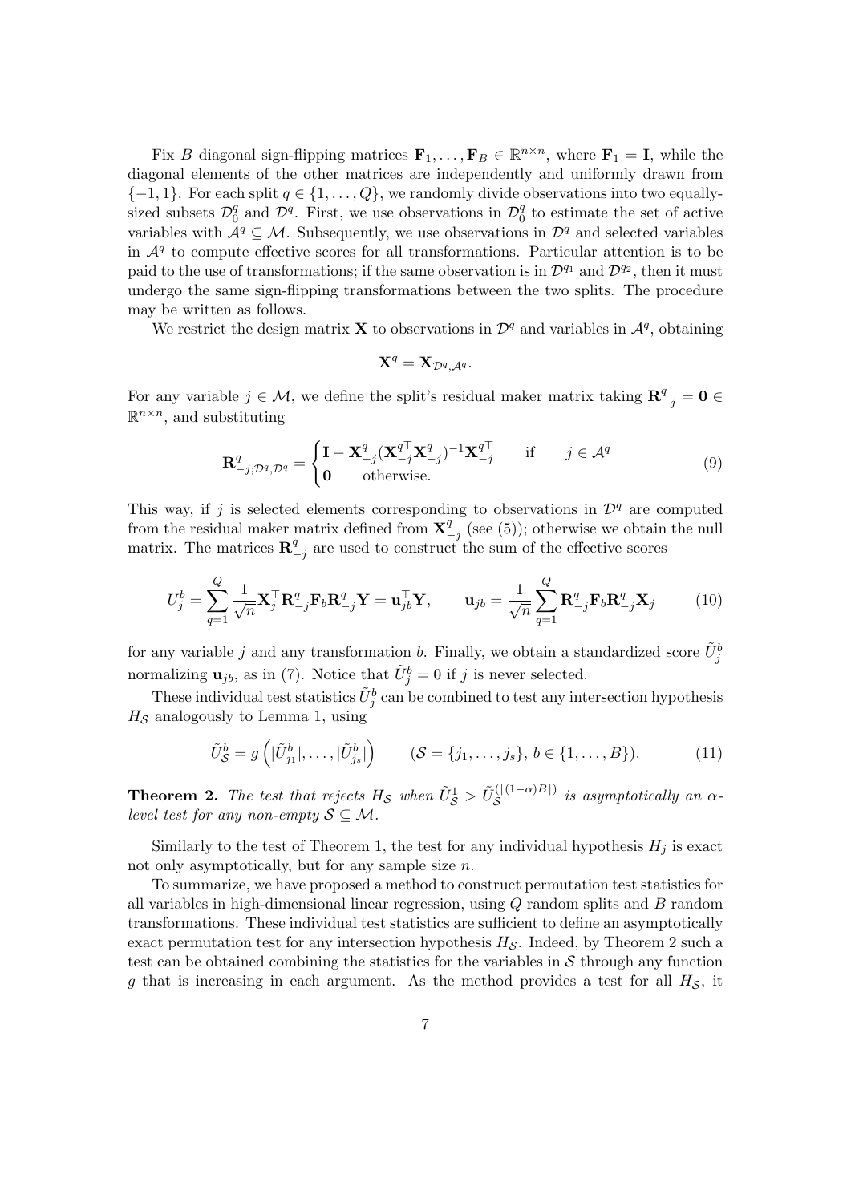Fix $B$ diagonal sign-flipping matrices $\mathbf{F}_1, \ldots, \mathbf{F}_B \in \mathbb{R}^{n \times n}$, where $\mathbf{F}_1 = \mathbf{I}$, while the diagonal elements of the other matrices are independently and uniformly drawn from $\{-1, 1\}$. For each split $q \in \{1, \ldots, Q\}$, we randomly divide observations into two equally-sized subsets $\mathcal{D}_0^q$ and $\mathcal{D}^q$. First, we use observations in $\mathcal{D}_0^q$ to estimate the set of active variables with $\mathcal{A}^q \subseteq \mathcal{M}$. Subsequently, we use observations in $\mathcal{D}^q$ and selected variables in $\mathcal{A}^q$ to compute effective scores for all transformations. Particular attention is to be paid to the use of transformations; if the same observation is in $\mathcal{D}^{q_1}$ and $\mathcal{D}^{q_2}$, then it must undergo the same sign-flipping transformations between the two splits. The procedure may be written as follows.

We restrict the design matrix $\mathbf{X}$ to observations in $\mathcal{D}^q$ and variables in $\mathcal{A}^q$, obtaining

$$\mathbf{X}^q = \mathbf{X}_{\mathcal{D}^q, \mathcal{A}^q}.$$

For any variable $j \in \mathcal{M}$, we define the split's residual maker matrix taking $\mathbf{R}_{-j}^q = \mathbf{0} \in \mathbb{R}^{n \times n}$, and substituting

$$\mathbf{R}_{-j;\mathcal{D}^q,\mathcal{D}^q}^q = \begin{cases} \mathbf{I} - \mathbf{X}_{-j}^q (\mathbf{X}_{-j}^{q\top} \mathbf{X}_{-j}^q)^{-1} \mathbf{X}_{-j}^{q\top} & \text{if} \quad j \in \mathcal{A}^q \\ \mathbf{0} \quad \text{otherwise.} \end{cases} \tag{9}$$

This way, if $j$ is selected elements corresponding to observations in $\mathcal{D}^q$ are computed from the residual maker matrix defined from $\mathbf{X}_{-j}^q$ (see (5)); otherwise we obtain the null matrix. The matrices $\mathbf{R}_{-j}^q$ are used to construct the sum of the effective scores

$$U_j^b = \sum_{q=1}^{Q} \frac{1}{\sqrt{n}} \mathbf{X}_j^\top \mathbf{R}_{-j}^q \mathbf{F}_b \mathbf{R}_{-j}^q \mathbf{Y} = \mathbf{u}_{jb}^\top \mathbf{Y}, \qquad \mathbf{u}_{jb} = \frac{1}{\sqrt{n}} \sum_{q=1}^{Q} \mathbf{R}_{-j}^q \mathbf{F}_b \mathbf{R}_{-j}^q \mathbf{X}_j \tag{10}$$

for any variable $j$ and any transformation $b$. Finally, we obtain a standardized score $\tilde{U}_j^b$ normalizing $\mathbf{u}_{jb}$, as in (7). Notice that $\tilde{U}_j^b = 0$ if $j$ is never selected.

These individual test statistics $\tilde{U}_j^b$ can be combined to test any intersection hypothesis $H_{\mathcal{S}}$ analogously to Lemma 1, using

$$\tilde{U}_{\mathcal{S}}^b = g\left(|\tilde{U}_{j_1}^b|, \ldots, |\tilde{U}_{j_s}^b|\right) \qquad (\mathcal{S} = \{j_1, \ldots, j_s\},\, b \in \{1, \ldots, B\}). \tag{11}$$

**Theorem 2.** *The test that rejects $H_{\mathcal{S}}$ when $\tilde{U}_{\mathcal{S}}^1 > \tilde{U}_{\mathcal{S}}^{(\lceil (1-\alpha)B \rceil)}$ is asymptotically an $\alpha$-level test for any non-empty $\mathcal{S} \subseteq \mathcal{M}$.*

Similarly to the test of Theorem 1, the test for any individual hypothesis $H_j$ is exact not only asymptotically, but for any sample size $n$.

To summarize, we have proposed a method to construct permutation test statistics for all variables in high-dimensional linear regression, using $Q$ random splits and $B$ random transformations. These individual test statistics are sufficient to define an asymptotically exact permutation test for any intersection hypothesis $H_{\mathcal{S}}$. Indeed, by Theorem 2 such a test can be obtained combining the statistics for the variables in $\mathcal{S}$ through any function $g$ that is increasing in each argument. As the method provides a test for all $H_{\mathcal{S}}$, it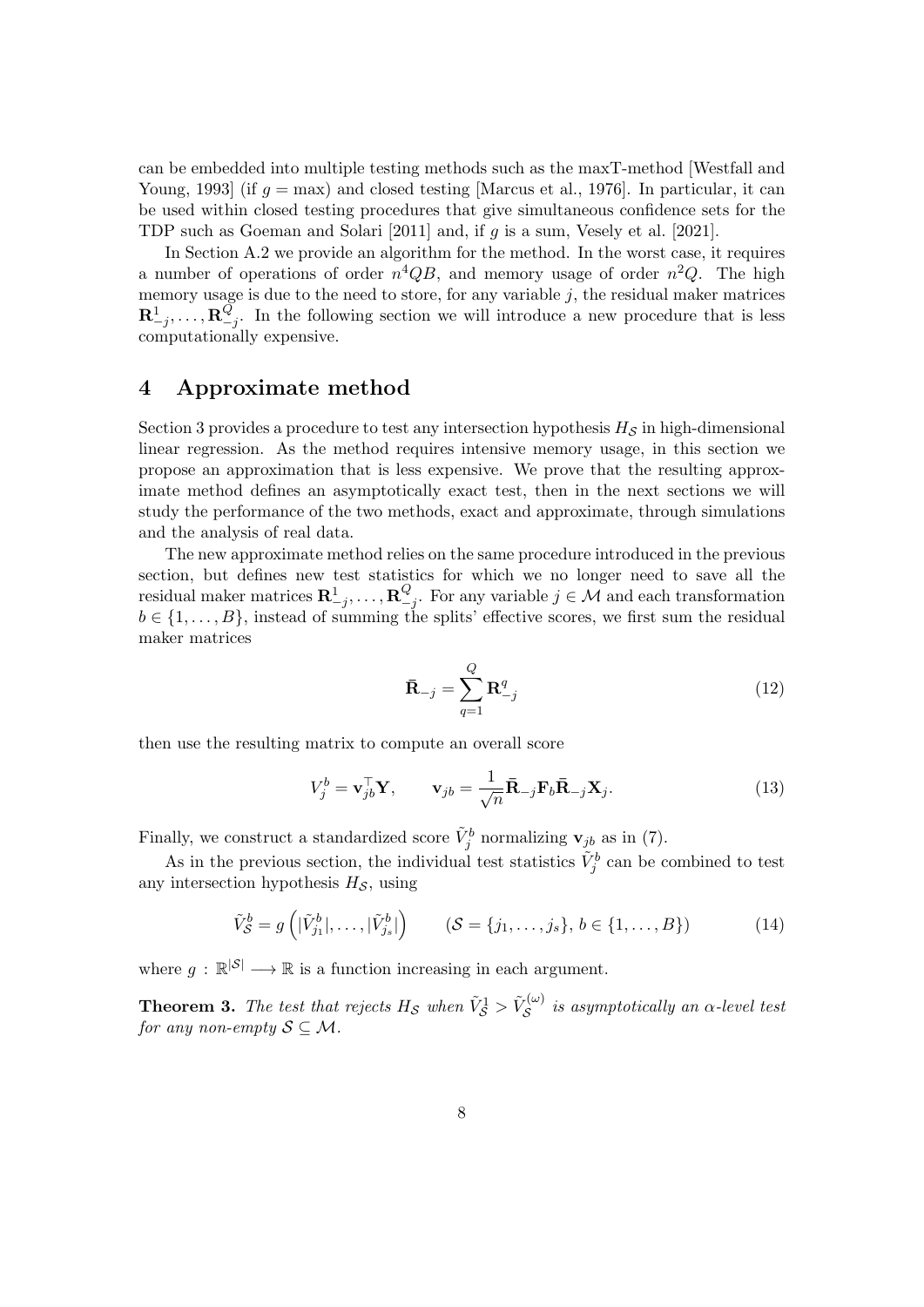can be embedded into multiple testing methods such as the maxT-method [Westfall and Young, 1993] (if $g = \max$) and closed testing [Marcus et al., 1976]. In particular, it can be used within closed testing procedures that give simultaneous confidence sets for the TDP such as Goeman and Solari [2011] and, if $g$ is a sum, Vesely et al. [2021].

In Section A.2 we provide an algorithm for the method. In the worst case, it requires a number of operations of order $n^4QB$, and memory usage of order $n^2Q$. The high memory usage is due to the need to store, for any variable $j$, the residual maker matrices $\mathbf{R}_{-j}^1, \ldots, \mathbf{R}_{-j}^Q$. In the following section we will introduce a new procedure that is less computationally expensive.

## 4 Approximate method

Section 3 provides a procedure to test any intersection hypothesis $H_{\mathcal{S}}$ in high-dimensional linear regression. As the method requires intensive memory usage, in this section we propose an approximation that is less expensive. We prove that the resulting approximate method defines an asymptotically exact test, then in the next sections we will study the performance of the two methods, exact and approximate, through simulations and the analysis of real data.

The new approximate method relies on the same procedure introduced in the previous section, but defines new test statistics for which we no longer need to save all the residual maker matrices $\mathbf{R}_{-j}^1, \ldots, \mathbf{R}_{-j}^Q$. For any variable $j \in \mathcal{M}$ and each transformation $b \in \{1, \ldots, B\}$, instead of summing the splits' effective scores, we first sum the residual maker matrices

$$\bar{\mathbf{R}}_{-j} = \sum_{q=1}^{Q} \mathbf{R}_{-j}^q \tag{12}$$

then use the resulting matrix to compute an overall score

$$V_j^b = \mathbf{v}_{jb}^\top \mathbf{Y}, \qquad \mathbf{v}_{jb} = \frac{1}{\sqrt{n}} \bar{\mathbf{R}}_{-j} \mathbf{F}_b \bar{\mathbf{R}}_{-j} \mathbf{X}_j. \tag{13}$$

Finally, we construct a standardized score $\tilde{V}_j^b$ normalizing $\mathbf{v}_{jb}$ as in (7).

As in the previous section, the individual test statistics $\tilde{V}_j^b$ can be combined to test any intersection hypothesis $H_{\mathcal{S}}$, using

$$\tilde{V}_{\mathcal{S}}^b = g\left(|\tilde{V}_{j_1}^b|, \ldots, |\tilde{V}_{j_s}^b|\right) \qquad (\mathcal{S} = \{j_1, \ldots, j_s\},\, b \in \{1, \ldots, B\}) \tag{14}$$

where $g : \mathbb{R}^{|\mathcal{S}|} \longrightarrow \mathbb{R}$ is a function increasing in each argument.

**Theorem 3.** *The test that rejects $H_{\mathcal{S}}$ when $\tilde{V}_{\mathcal{S}}^1 > \tilde{V}_{\mathcal{S}}^{(\omega)}$ is asymptotically an $\alpha$-level test for any non-empty $\mathcal{S} \subseteq \mathcal{M}$.*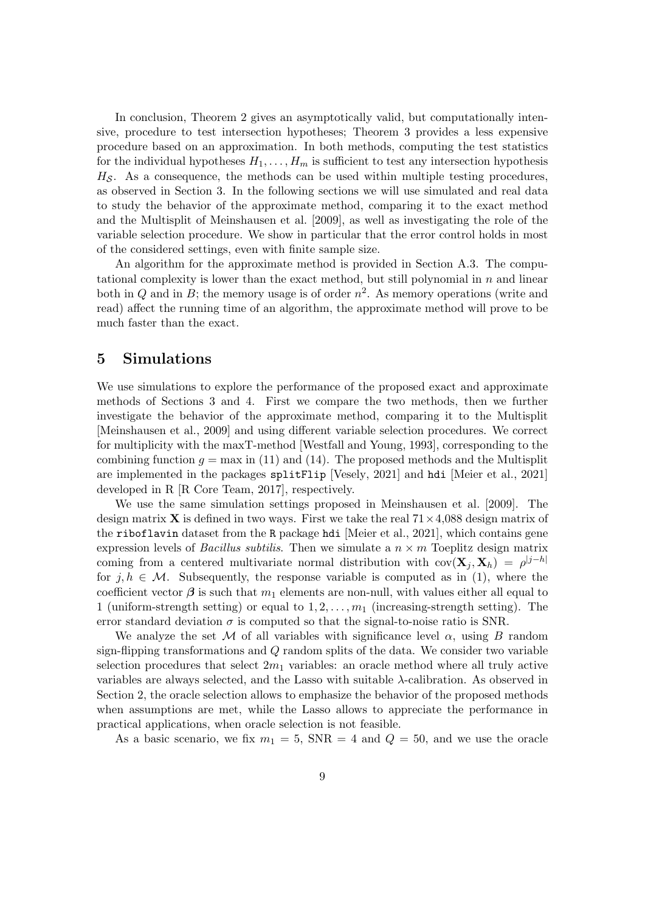In conclusion, Theorem 2 gives an asymptotically valid, but computationally intensive, procedure to test intersection hypotheses; Theorem 3 provides a less expensive procedure based on an approximation. In both methods, computing the test statistics for the individual hypotheses $H_1, \ldots, H_m$ is sufficient to test any intersection hypothesis $H_{\mathcal{S}}$. As a consequence, the methods can be used within multiple testing procedures, as observed in Section 3. In the following sections we will use simulated and real data to study the behavior of the approximate method, comparing it to the exact method and the Multisplit of Meinshausen et al. [2009], as well as investigating the role of the variable selection procedure. We show in particular that the error control holds in most of the considered settings, even with finite sample size.

An algorithm for the approximate method is provided in Section A.3. The computational complexity is lower than the exact method, but still polynomial in $n$ and linear both in $Q$ and in $B$; the memory usage is of order $n^2$. As memory operations (write and read) affect the running time of an algorithm, the approximate method will prove to be much faster than the exact.

# 5 Simulations

We use simulations to explore the performance of the proposed exact and approximate methods of Sections 3 and 4. First we compare the two methods, then we further investigate the behavior of the approximate method, comparing it to the Multisplit [Meinshausen et al., 2009] and using different variable selection procedures. We correct for multiplicity with the maxT-method [Westfall and Young, 1993], corresponding to the combining function $g = \max$ in (11) and (14). The proposed methods and the Multisplit are implemented in the packages `splitFlip` [Vesely, 2021] and `hdi` [Meier et al., 2021] developed in R [R Core Team, 2017], respectively.

We use the same simulation settings proposed in Meinshausen et al. [2009]. The design matrix $\mathbf{X}$ is defined in two ways. First we take the real $71 \times 4{,}088$ design matrix of the `riboflavin` dataset from the `R` package `hdi` [Meier et al., 2021], which contains gene expression levels of *Bacillus subtilis*. Then we simulate a $n \times m$ Toeplitz design matrix coming from a centered multivariate normal distribution with $\text{cov}(\mathbf{X}_j, \mathbf{X}_h) = \rho^{|j-h|}$ for $j, h \in \mathcal{M}$. Subsequently, the response variable is computed as in (1), where the coefficient vector $\boldsymbol{\beta}$ is such that $m_1$ elements are non-null, with values either all equal to 1 (uniform-strength setting) or equal to $1, 2, \ldots, m_1$ (increasing-strength setting). The error standard deviation $\sigma$ is computed so that the signal-to-noise ratio is SNR.

We analyze the set $\mathcal{M}$ of all variables with significance level $\alpha$, using $B$ random sign-flipping transformations and $Q$ random splits of the data. We consider two variable selection procedures that select $2m_1$ variables: an oracle method where all truly active variables are always selected, and the Lasso with suitable $\lambda$-calibration. As observed in Section 2, the oracle selection allows to emphasize the behavior of the proposed methods when assumptions are met, while the Lasso allows to appreciate the performance in practical applications, when oracle selection is not feasible.

As a basic scenario, we fix $m_1 = 5$, $\text{SNR} = 4$ and $Q = 50$, and we use the oracle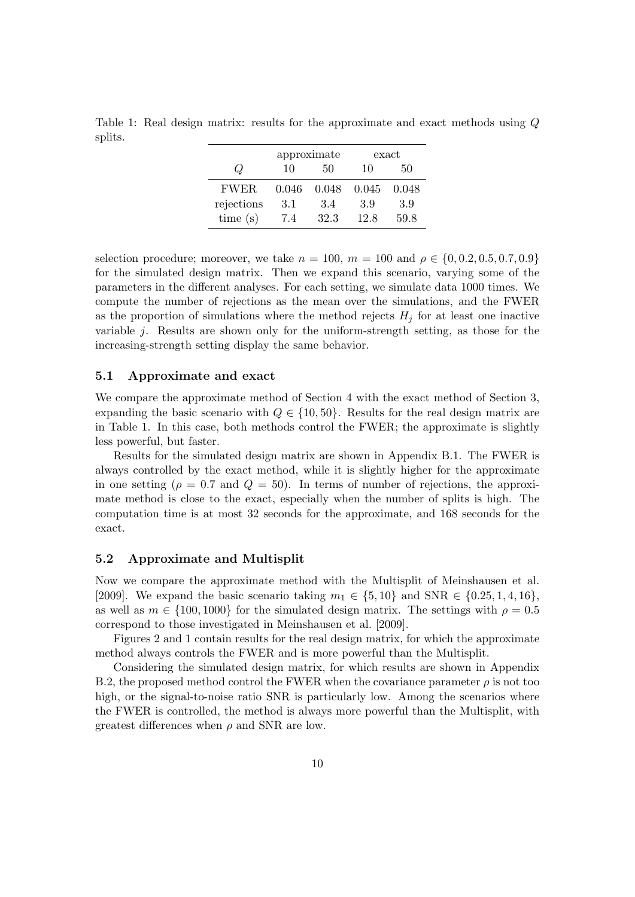Table 1: Real design matrix: results for the approximate and exact methods using $Q$ splits.

| | approximate | | exact | |
|---|---|---|---|---|
| $Q$ | 10 | 50 | 10 | 50 |
| FWER | 0.046 | 0.048 | 0.045 | 0.048 |
| rejections | 3.1 | 3.4 | 3.9 | 3.9 |
| time (s) | 7.4 | 32.3 | 12.8 | 59.8 |

selection procedure; moreover, we take $n = 100$, $m = 100$ and $\rho \in \{0, 0.2, 0.5, 0.7, 0.9\}$ for the simulated design matrix. Then we expand this scenario, varying some of the parameters in the different analyses. For each setting, we simulate data 1000 times. We compute the number of rejections as the mean over the simulations, and the FWER as the proportion of simulations where the method rejects $H_j$ for at least one inactive variable $j$. Results are shown only for the uniform-strength setting, as those for the increasing-strength setting display the same behavior.

### 5.1 Approximate and exact

We compare the approximate method of Section 4 with the exact method of Section 3, expanding the basic scenario with $Q \in \{10, 50\}$. Results for the real design matrix are in Table 1. In this case, both methods control the FWER; the approximate is slightly less powerful, but faster.

Results for the simulated design matrix are shown in Appendix B.1. The FWER is always controlled by the exact method, while it is slightly higher for the approximate in one setting ($\rho = 0.7$ and $Q = 50$). In terms of number of rejections, the approximate method is close to the exact, especially when the number of splits is high. The computation time is at most 32 seconds for the approximate, and 168 seconds for the exact.

### 5.2 Approximate and Multisplit

Now we compare the approximate method with the Multisplit of Meinshausen et al. [2009]. We expand the basic scenario taking $m_1 \in \{5, 10\}$ and $\text{SNR} \in \{0.25, 1, 4, 16\}$, as well as $m \in \{100, 1000\}$ for the simulated design matrix. The settings with $\rho = 0.5$ correspond to those investigated in Meinshausen et al. [2009].

Figures 2 and 1 contain results for the real design matrix, for which the approximate method always controls the FWER and is more powerful than the Multisplit.

Considering the simulated design matrix, for which results are shown in Appendix B.2, the proposed method control the FWER when the covariance parameter $\rho$ is not too high, or the signal-to-noise ratio SNR is particularly low. Among the scenarios where the FWER is controlled, the method is always more powerful than the Multisplit, with greatest differences when $\rho$ and SNR are low.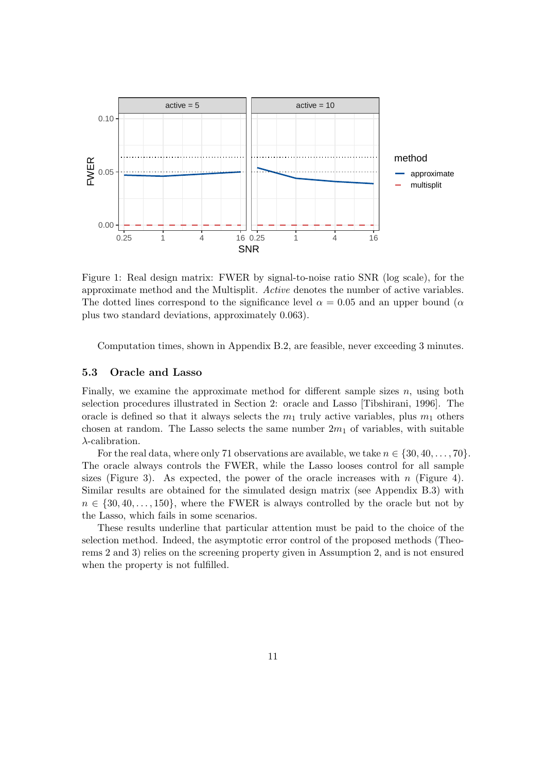Figure 1: Real design matrix: FWER by signal-to-noise ratio SNR (log scale), for the approximate method and the Multisplit. *Active* denotes the number of active variables. The dotted lines correspond to the significance level $\alpha = 0.05$ and an upper bound ($\alpha$ plus two standard deviations, approximately 0.063).

Computation times, shown in Appendix B.2, are feasible, never exceeding 3 minutes.

### 5.3 Oracle and Lasso

Finally, we examine the approximate method for different sample sizes $n$, using both selection procedures illustrated in Section 2: oracle and Lasso [Tibshirani, 1996]. The oracle is defined so that it always selects the $m_1$ truly active variables, plus $m_1$ others chosen at random. The Lasso selects the same number $2m_1$ of variables, with suitable $\lambda$-calibration.

For the real data, where only 71 observations are available, we take $n \in \{30, 40, \ldots, 70\}$. The oracle always controls the FWER, while the Lasso looses control for all sample sizes (Figure 3). As expected, the power of the oracle increases with $n$ (Figure 4). Similar results are obtained for the simulated design matrix (see Appendix B.3) with $n \in \{30, 40, \ldots, 150\}$, where the FWER is always controlled by the oracle but not by the Lasso, which fails in some scenarios.

These results underline that particular attention must be paid to the choice of the selection method. Indeed, the asymptotic error control of the proposed methods (Theorems 2 and 3) relies on the screening property given in Assumption 2, and is not ensured when the property is not fulfilled.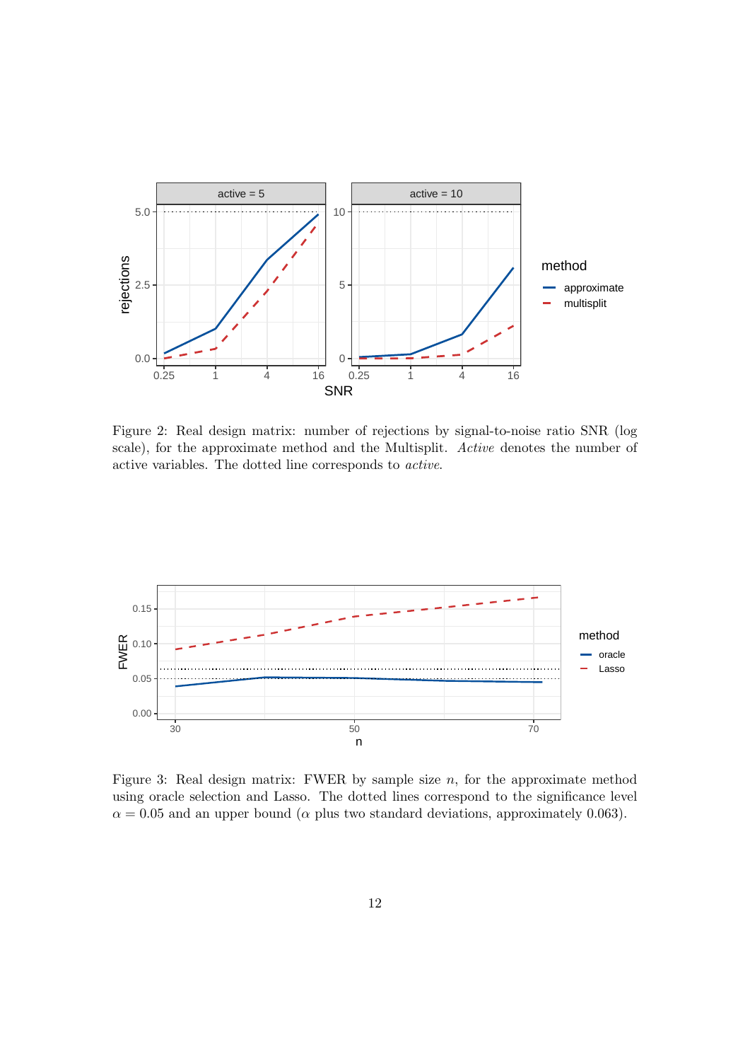Figure 2: Real design matrix: number of rejections by signal-to-noise ratio SNR (log scale), for the approximate method and the Multisplit. *Active* denotes the number of active variables. The dotted line corresponds to *active*.

Figure 3: Real design matrix: FWER by sample size $n$, for the approximate method using oracle selection and Lasso. The dotted lines correspond to the significance level $\alpha = 0.05$ and an upper bound ($\alpha$ plus two standard deviations, approximately 0.063).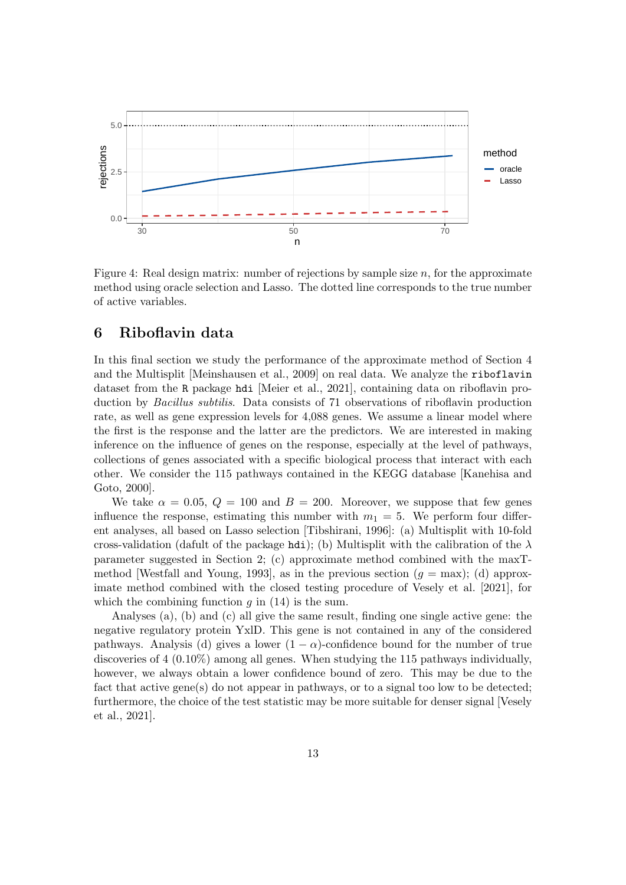Figure 4: Real design matrix: number of rejections by sample size $n$, for the approximate method using oracle selection and Lasso. The dotted line corresponds to the true number of active variables.

## 6 Riboflavin data

In this final section we study the performance of the approximate method of Section 4 and the Multisplit [Meinshausen et al., 2009] on real data. We analyze the `riboflavin` dataset from the `R` package `hdi` [Meier et al., 2021], containing data on riboflavin production by *Bacillus subtilis*. Data consists of 71 observations of riboflavin production rate, as well as gene expression levels for 4,088 genes. We assume a linear model where the first is the response and the latter are the predictors. We are interested in making inference on the influence of genes on the response, especially at the level of pathways, collections of genes associated with a specific biological process that interact with each other. We consider the 115 pathways contained in the KEGG database [Kanehisa and Goto, 2000].

We take $\alpha = 0.05$, $Q = 100$ and $B = 200$. Moreover, we suppose that few genes influence the response, estimating this number with $m_1 = 5$. We perform four different analyses, all based on Lasso selection [Tibshirani, 1996]: (a) Multisplit with 10-fold cross-validation (dafult of the package `hdi`); (b) Multisplit with the calibration of the $\lambda$ parameter suggested in Section 2; (c) approximate method combined with the maxT-method [Westfall and Young, 1993], as in the previous section ($g = \max$); (d) approximate method combined with the closed testing procedure of Vesely et al. [2021], for which the combining function $g$ in (14) is the sum.

Analyses (a), (b) and (c) all give the same result, finding one single active gene: the negative regulatory protein YxlD. This gene is not contained in any of the considered pathways. Analysis (d) gives a lower $(1 - \alpha)$-confidence bound for the number of true discoveries of 4 (0.10%) among all genes. When studying the 115 pathways individually, however, we always obtain a lower confidence bound of zero. This may be due to the fact that active gene(s) do not appear in pathways, or to a signal too low to be detected; furthermore, the choice of the test statistic may be more suitable for denser signal [Vesely et al., 2021].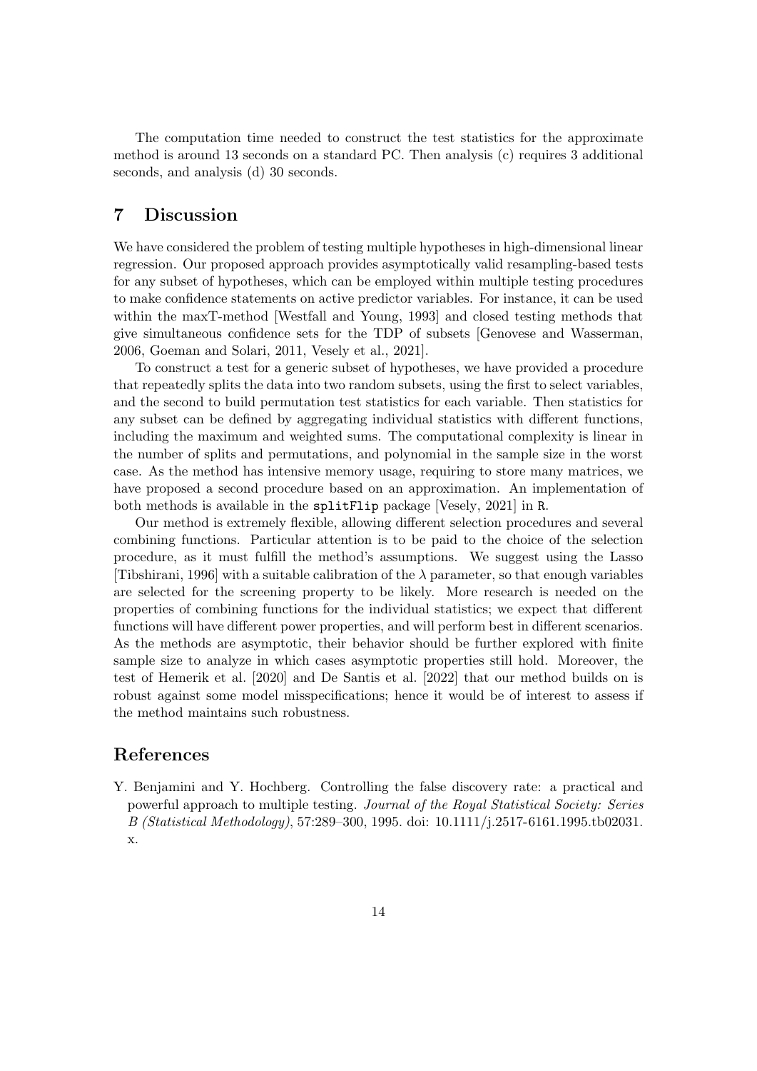The computation time needed to construct the test statistics for the approximate method is around 13 seconds on a standard PC. Then analysis (c) requires 3 additional seconds, and analysis (d) 30 seconds.

## 7 Discussion

We have considered the problem of testing multiple hypotheses in high-dimensional linear regression. Our proposed approach provides asymptotically valid resampling-based tests for any subset of hypotheses, which can be employed within multiple testing procedures to make confidence statements on active predictor variables. For instance, it can be used within the maxT-method [Westfall and Young, 1993] and closed testing methods that give simultaneous confidence sets for the TDP of subsets [Genovese and Wasserman, 2006, Goeman and Solari, 2011, Vesely et al., 2021].

To construct a test for a generic subset of hypotheses, we have provided a procedure that repeatedly splits the data into two random subsets, using the first to select variables, and the second to build permutation test statistics for each variable. Then statistics for any subset can be defined by aggregating individual statistics with different functions, including the maximum and weighted sums. The computational complexity is linear in the number of splits and permutations, and polynomial in the sample size in the worst case. As the method has intensive memory usage, requiring to store many matrices, we have proposed a second procedure based on an approximation. An implementation of both methods is available in the `splitFlip` package [Vesely, 2021] in `R`.

Our method is extremely flexible, allowing different selection procedures and several combining functions. Particular attention is to be paid to the choice of the selection procedure, as it must fulfill the method's assumptions. We suggest using the Lasso [Tibshirani, 1996] with a suitable calibration of the $\lambda$ parameter, so that enough variables are selected for the screening property to be likely. More research is needed on the properties of combining functions for the individual statistics; we expect that different functions will have different power properties, and will perform best in different scenarios. As the methods are asymptotic, their behavior should be further explored with finite sample size to analyze in which cases asymptotic properties still hold. Moreover, the test of Hemerik et al. [2020] and De Santis et al. [2022] that our method builds on is robust against some model misspecifications; hence it would be of interest to assess if the method maintains such robustness.

## References

Y. Benjamini and Y. Hochberg. Controlling the false discovery rate: a practical and powerful approach to multiple testing. *Journal of the Royal Statistical Society: Series B (Statistical Methodology)*, 57:289–300, 1995. doi: 10.1111/j.2517-6161.1995.tb02031.x.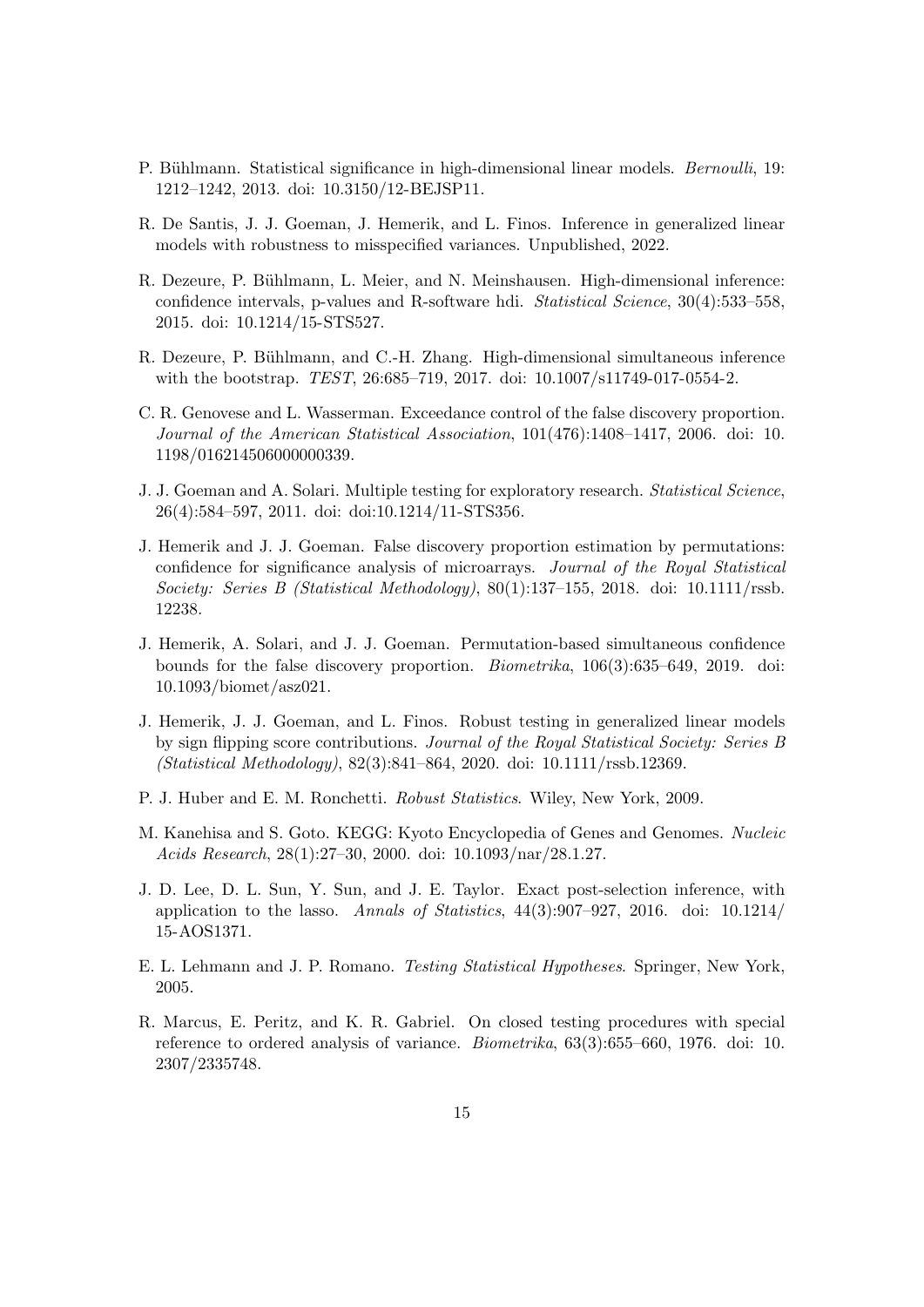P. Bühlmann. Statistical significance in high-dimensional linear models. *Bernoulli*, 19: 1212–1242, 2013. doi: 10.3150/12-BEJSP11.

R. De Santis, J. J. Goeman, J. Hemerik, and L. Finos. Inference in generalized linear models with robustness to misspecified variances. Unpublished, 2022.

R. Dezeure, P. Bühlmann, L. Meier, and N. Meinshausen. High-dimensional inference: confidence intervals, p-values and R-software hdi. *Statistical Science*, 30(4):533–558, 2015. doi: 10.1214/15-STS527.

R. Dezeure, P. Bühlmann, and C.-H. Zhang. High-dimensional simultaneous inference with the bootstrap. *TEST*, 26:685–719, 2017. doi: 10.1007/s11749-017-0554-2.

C. R. Genovese and L. Wasserman. Exceedance control of the false discovery proportion. *Journal of the American Statistical Association*, 101(476):1408–1417, 2006. doi: 10.1198/016214506000000339.

J. J. Goeman and A. Solari. Multiple testing for exploratory research. *Statistical Science*, 26(4):584–597, 2011. doi: doi:10.1214/11-STS356.

J. Hemerik and J. J. Goeman. False discovery proportion estimation by permutations: confidence for significance analysis of microarrays. *Journal of the Royal Statistical Society: Series B (Statistical Methodology)*, 80(1):137–155, 2018. doi: 10.1111/rssb.12238.

J. Hemerik, A. Solari, and J. J. Goeman. Permutation-based simultaneous confidence bounds for the false discovery proportion. *Biometrika*, 106(3):635–649, 2019. doi: 10.1093/biomet/asz021.

J. Hemerik, J. J. Goeman, and L. Finos. Robust testing in generalized linear models by sign flipping score contributions. *Journal of the Royal Statistical Society: Series B (Statistical Methodology)*, 82(3):841–864, 2020. doi: 10.1111/rssb.12369.

P. J. Huber and E. M. Ronchetti. *Robust Statistics*. Wiley, New York, 2009.

M. Kanehisa and S. Goto. KEGG: Kyoto Encyclopedia of Genes and Genomes. *Nucleic Acids Research*, 28(1):27–30, 2000. doi: 10.1093/nar/28.1.27.

J. D. Lee, D. L. Sun, Y. Sun, and J. E. Taylor. Exact post-selection inference, with application to the lasso. *Annals of Statistics*, 44(3):907–927, 2016. doi: 10.1214/15-AOS1371.

E. L. Lehmann and J. P. Romano. *Testing Statistical Hypotheses*. Springer, New York, 2005.

R. Marcus, E. Peritz, and K. R. Gabriel. On closed testing procedures with special reference to ordered analysis of variance. *Biometrika*, 63(3):655–660, 1976. doi: 10.2307/2335748.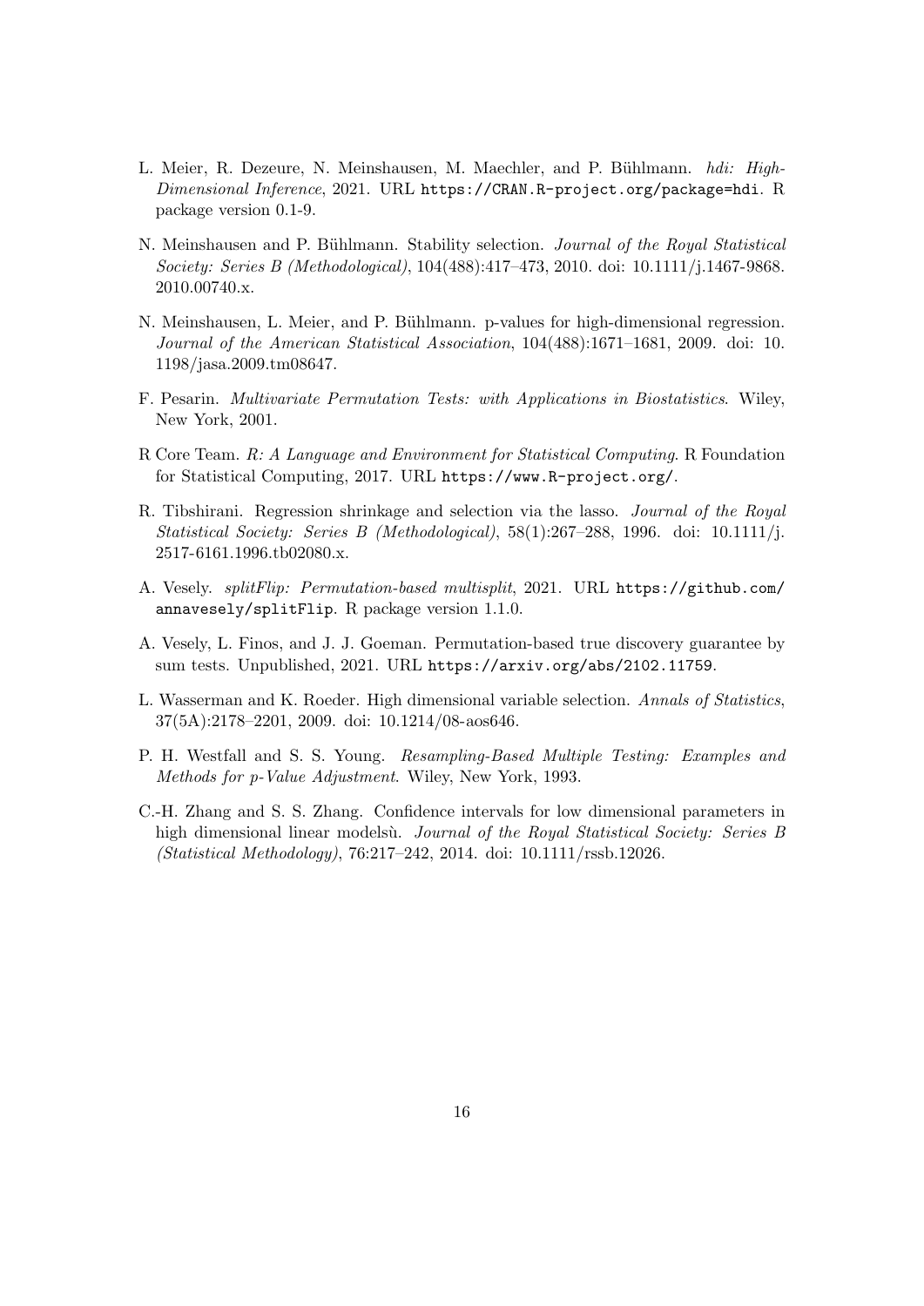L. Meier, R. Dezeure, N. Meinshausen, M. Maechler, and P. Bühlmann. *hdi: High-Dimensional Inference*, 2021. URL `https://CRAN.R-project.org/package=hdi`. R package version 0.1-9.

N. Meinshausen and P. Bühlmann. Stability selection. *Journal of the Royal Statistical Society: Series B (Methodological)*, 104(488):417–473, 2010. doi: 10.1111/j.1467-9868.2010.00740.x.

N. Meinshausen, L. Meier, and P. Bühlmann. p-values for high-dimensional regression. *Journal of the American Statistical Association*, 104(488):1671–1681, 2009. doi: 10.1198/jasa.2009.tm08647.

F. Pesarin. *Multivariate Permutation Tests: with Applications in Biostatistics*. Wiley, New York, 2001.

R Core Team. *R: A Language and Environment for Statistical Computing*. R Foundation for Statistical Computing, 2017. URL `https://www.R-project.org/`.

R. Tibshirani. Regression shrinkage and selection via the lasso. *Journal of the Royal Statistical Society: Series B (Methodological)*, 58(1):267–288, 1996. doi: 10.1111/j.2517-6161.1996.tb02080.x.

A. Vesely. *splitFlip: Permutation-based multisplit*, 2021. URL `https://github.com/annavesely/splitFlip`. R package version 1.1.0.

A. Vesely, L. Finos, and J. J. Goeman. Permutation-based true discovery guarantee by sum tests. Unpublished, 2021. URL `https://arxiv.org/abs/2102.11759`.

L. Wasserman and K. Roeder. High dimensional variable selection. *Annals of Statistics*, 37(5A):2178–2201, 2009. doi: 10.1214/08-aos646.

P. H. Westfall and S. S. Young. *Resampling-Based Multiple Testing: Examples and Methods for p-Value Adjustment*. Wiley, New York, 1993.

C.-H. Zhang and S. S. Zhang. Confidence intervals for low dimensional parameters in high dimensional linear modelsù. *Journal of the Royal Statistical Society: Series B (Statistical Methodology)*, 76:217–242, 2014. doi: 10.1111/rssb.12026.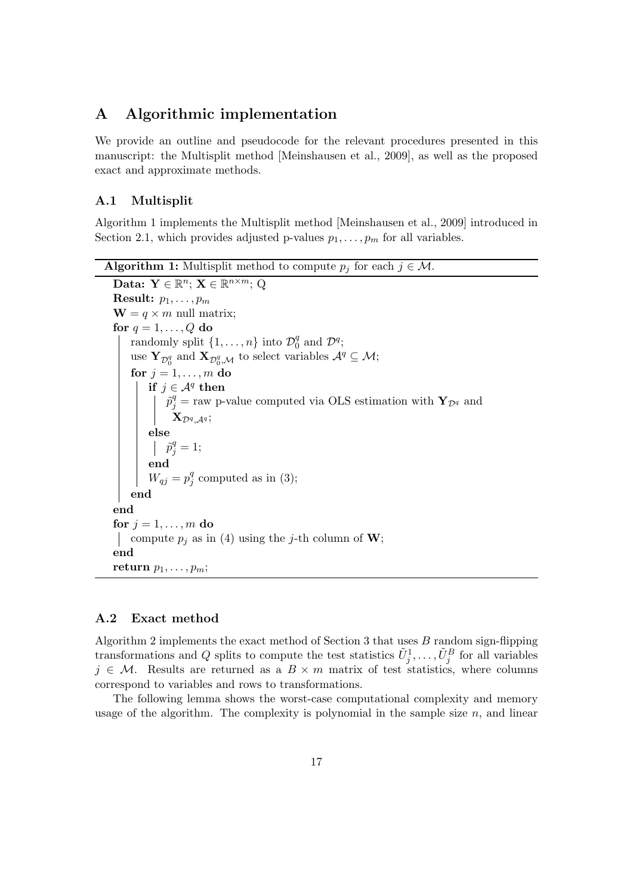## A Algorithmic implementation

We provide an outline and pseudocode for the relevant procedures presented in this manuscript: the Multisplit method [Meinshausen et al., 2009], as well as the proposed exact and approximate methods.

### A.1 Multisplit

Algorithm 1 implements the Multisplit method [Meinshausen et al., 2009] introduced in Section 2.1, which provides adjusted p-values $p_1, \dots, p_m$ for all variables.

---

**Algorithm 1:** Multisplit method to compute $p_j$ for each $j \in \mathcal{M}$.

---

```
Data: Y ∈ ℝ^n; X ∈ ℝ^{n×m}; Q
Result: p_1, ..., p_m
W = q × m null matrix;
for q = 1, ..., Q do
    randomly split {1, ..., n} into D_0^q and D^q;
    use Y_{D_0^q} and X_{D_0^q, M} to select variables A^q ⊆ M;
    for j = 1, ..., m do
        if j ∈ A^q then
            p̃_j^q = raw p-value computed via OLS estimation with Y_{D^q} and
              X_{D^q, A^q};
        else
            p̃_j^q = 1;
        end
        W_{qj} = p_j^q computed as in (3);
    end
end
for j = 1, ..., m do
    compute p_j as in (4) using the j-th column of W;
end
return p_1, ..., p_m;
```

---

### A.2 Exact method

Algorithm 2 implements the exact method of Section 3 that uses $B$ random sign-flipping transformations and $Q$ splits to compute the test statistics $\tilde{U}_j^1, \dots, \tilde{U}_j^B$ for all variables $j \in \mathcal{M}$. Results are returned as a $B \times m$ matrix of test statistics, where columns correspond to variables and rows to transformations.

The following lemma shows the worst-case computational complexity and memory usage of the algorithm. The complexity is polynomial in the sample size $n$, and linear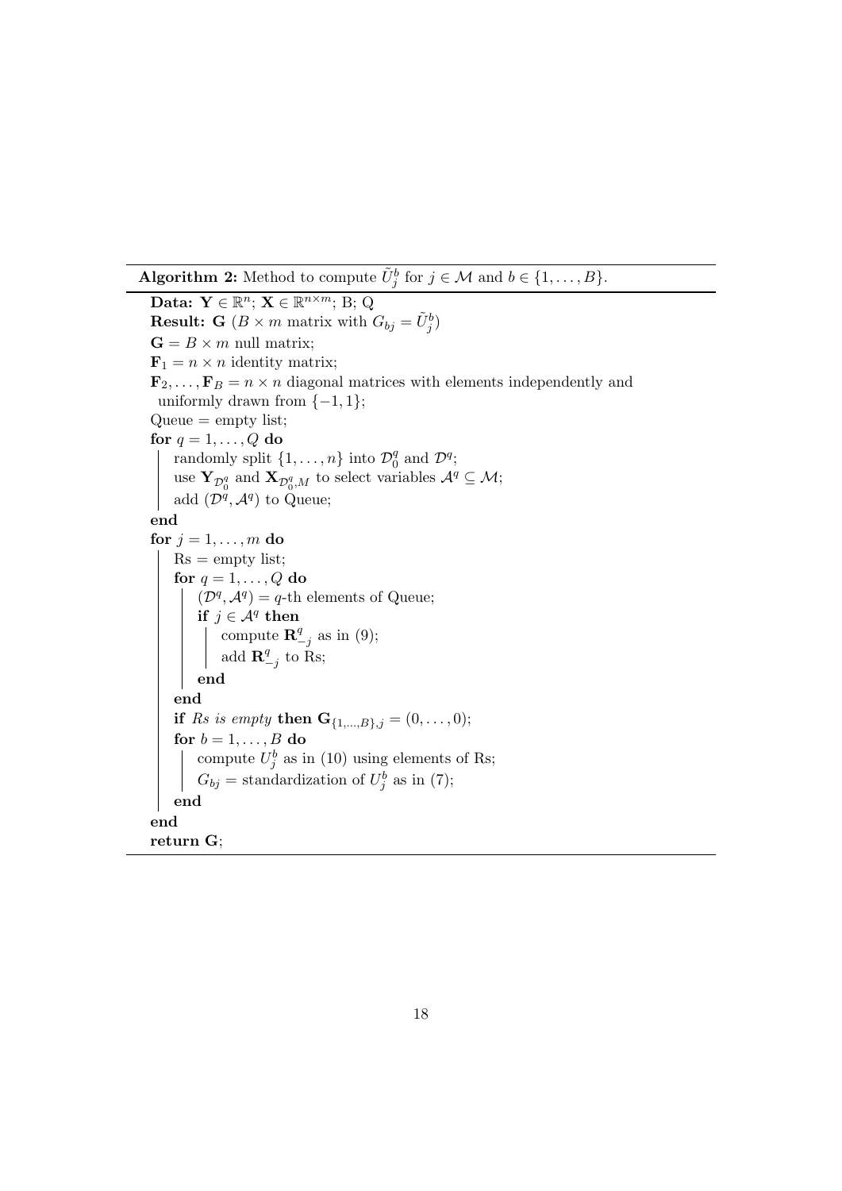**Algorithm 2:** Method to compute $\tilde{U}_j^b$ for $j \in \mathcal{M}$ and $b \in \{1, \ldots, B\}$.

```
Data: Y ∈ ℝ^n; X ∈ ℝ^{n×m}; B; Q
Result: G (B × m matrix with G_{bj} = Ũ_j^b)
G = B × m null matrix;
F_1 = n × n identity matrix;
F_2, ..., F_B = n × n diagonal matrices with elements independently and
  uniformly drawn from {−1, 1};
Queue = empty list;
for q = 1, ..., Q do
    randomly split {1, ..., n} into D_0^q and D^q;
    use Y_{D_0^q} and X_{D_0^q, M} to select variables A^q ⊆ M;
    add (D^q, A^q) to Queue;
end
for j = 1, ..., m do
    Rs = empty list;
    for q = 1, ..., Q do
        (D^q, A^q) = q-th elements of Queue;
        if j ∈ A^q then
            compute R_{−j}^q as in (9);
            add R_{−j}^q to Rs;
        end
    end
    if Rs is empty then G_{{1,...,B},j} = (0, ..., 0);
    for b = 1, ..., B do
        compute U_j^b as in (10) using elements of Rs;
        G_{bj} = standardization of U_j^b as in (7);
    end
end
return G;
```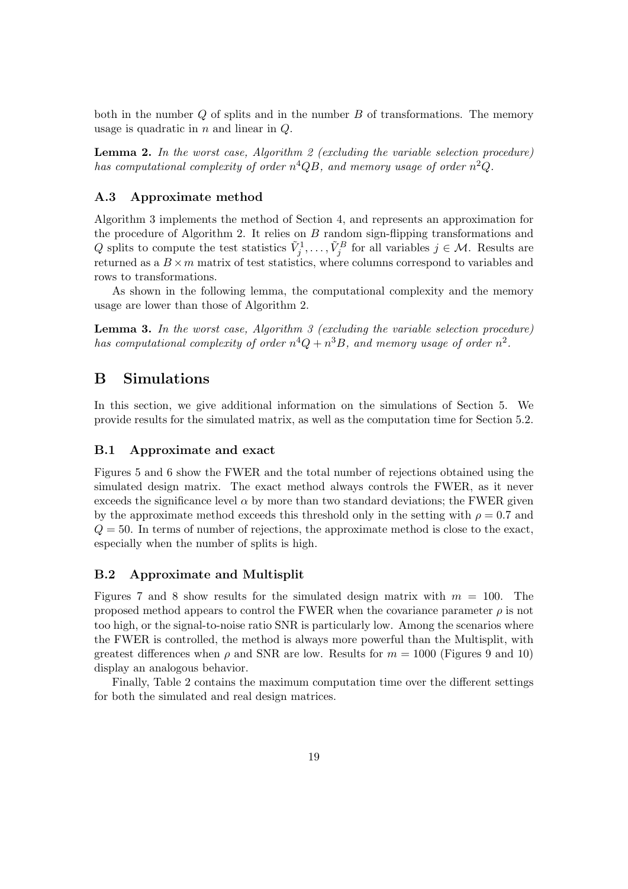both in the number $Q$ of splits and in the number $B$ of transformations. The memory usage is quadratic in $n$ and linear in $Q$.

**Lemma 2.** *In the worst case, Algorithm 2 (excluding the variable selection procedure) has computational complexity of order $n^4QB$, and memory usage of order $n^2Q$.*

### A.3 Approximate method

Algorithm 3 implements the method of Section 4, and represents an approximation for the procedure of Algorithm 2. It relies on $B$ random sign-flipping transformations and $Q$ splits to compute the test statistics $\tilde{V}_j^1, \ldots, \tilde{V}_j^B$ for all variables $j \in \mathcal{M}$. Results are returned as a $B \times m$ matrix of test statistics, where columns correspond to variables and rows to transformations.

As shown in the following lemma, the computational complexity and the memory usage are lower than those of Algorithm 2.

**Lemma 3.** *In the worst case, Algorithm 3 (excluding the variable selection procedure) has computational complexity of order $n^4Q + n^3B$, and memory usage of order $n^2$.*

## B Simulations

In this section, we give additional information on the simulations of Section 5. We provide results for the simulated matrix, as well as the computation time for Section 5.2.

### B.1 Approximate and exact

Figures 5 and 6 show the FWER and the total number of rejections obtained using the simulated design matrix. The exact method always controls the FWER, as it never exceeds the significance level $\alpha$ by more than two standard deviations; the FWER given by the approximate method exceeds this threshold only in the setting with $\rho = 0.7$ and $Q = 50$. In terms of number of rejections, the approximate method is close to the exact, especially when the number of splits is high.

### B.2 Approximate and Multisplit

Figures 7 and 8 show results for the simulated design matrix with $m = 100$. The proposed method appears to control the FWER when the covariance parameter $\rho$ is not too high, or the signal-to-noise ratio SNR is particularly low. Among the scenarios where the FWER is controlled, the method is always more powerful than the Multisplit, with greatest differences when $\rho$ and SNR are low. Results for $m = 1000$ (Figures 9 and 10) display an analogous behavior.

Finally, Table 2 contains the maximum computation time over the different settings for both the simulated and real design matrices.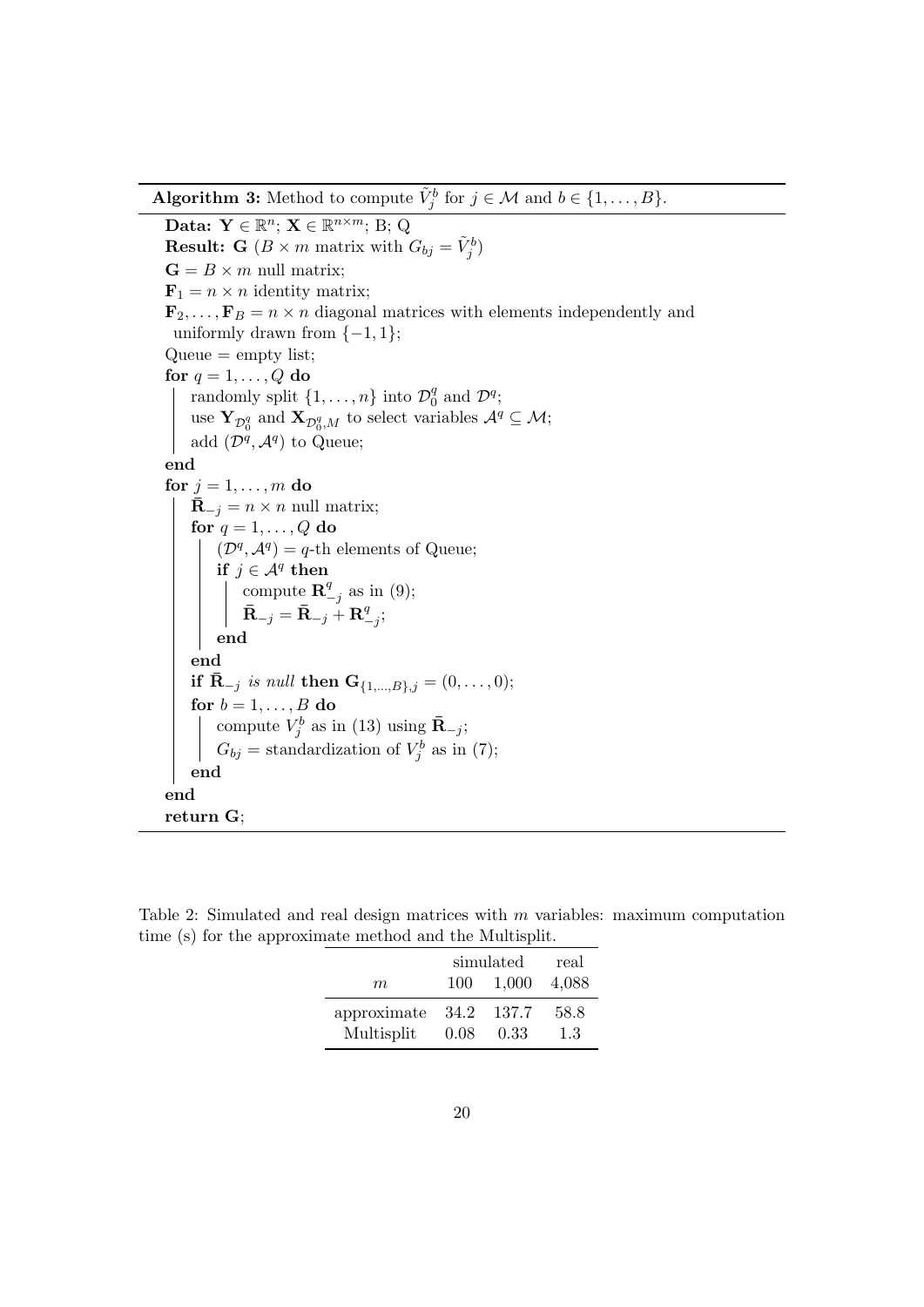**Algorithm 3:** Method to compute $\tilde{V}_j^b$ for $j \in \mathcal{M}$ and $b \in \{1, \ldots, B\}$.

```
Data: Y ∈ ℝ^n; X ∈ ℝ^{n×m}; B; Q
Result: G (B × m matrix with G_bj = Ṽ_j^b)
G = B × m null matrix;
F_1 = n × n identity matrix;
F_2, ..., F_B = n × n diagonal matrices with elements independently and
    uniformly drawn from {−1, 1};
Queue = empty list;
for q = 1, ..., Q do
    randomly split {1, ..., n} into D_0^q and D^q;
    use Y_{D_0^q} and X_{D_0^q, M} to select variables A^q ⊆ M;
    add (D^q, A^q) to Queue;
end
for j = 1, ..., m do
    R̄_{−j} = n × n null matrix;
    for q = 1, ..., Q do
        (D^q, A^q) = q-th elements of Queue;
        if j ∈ A^q then
            compute R^q_{−j} as in (9);
            R̄_{−j} = R̄_{−j} + R^q_{−j};
        end
    end
    if R̄_{−j} is null then G_{{1,...,B},j} = (0, ..., 0);
    for b = 1, ..., B do
        compute V_j^b as in (13) using R̄_{−j};
        G_bj = standardization of V_j^b as in (7);
    end
end
return G;
```

Table 2: Simulated and real design matrices with $m$ variables: maximum computation time (s) for the approximate method and the Multisplit.

| | simulated | | real |
|---|---|---|---|
| $m$ | 100 | 1,000 | 4,088 |
| approximate | 34.2 | 137.7 | 58.8 |
| Multisplit | 0.08 | 0.33 | 1.3 |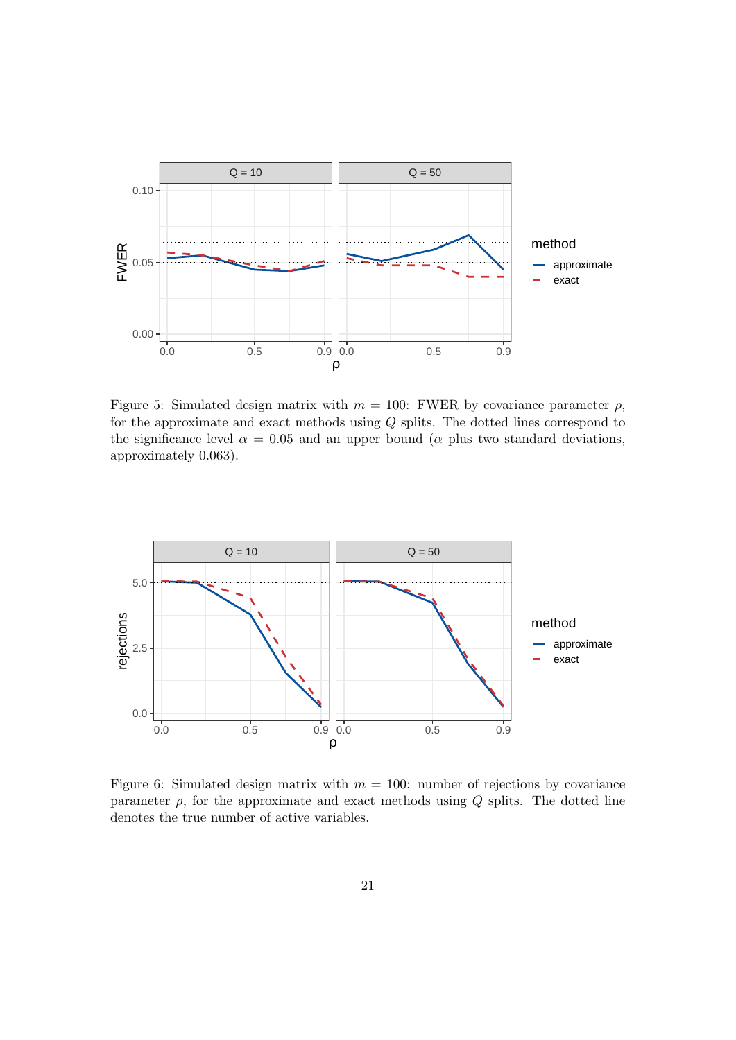Figure 5: Simulated design matrix with $m = 100$: FWER by covariance parameter $\rho$, for the approximate and exact methods using $Q$ splits. The dotted lines correspond to the significance level $\alpha = 0.05$ and an upper bound ($\alpha$ plus two standard deviations, approximately 0.063).

Figure 6: Simulated design matrix with $m = 100$: number of rejections by covariance parameter $\rho$, for the approximate and exact methods using $Q$ splits. The dotted line denotes the true number of active variables.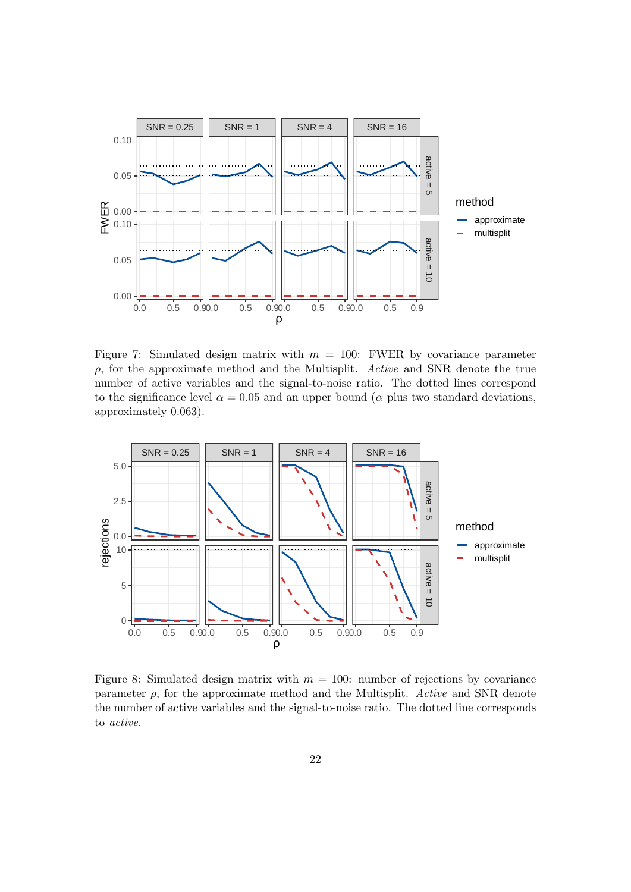Figure 7: Simulated design matrix with $m = 100$: FWER by covariance parameter $\rho$, for the approximate method and the Multisplit. *Active* and SNR denote the true number of active variables and the signal-to-noise ratio. The dotted lines correspond to the significance level $\alpha = 0.05$ and an upper bound ($\alpha$ plus two standard deviations, approximately 0.063).

Figure 8: Simulated design matrix with $m = 100$: number of rejections by covariance parameter $\rho$, for the approximate method and the Multisplit. *Active* and SNR denote the number of active variables and the signal-to-noise ratio. The dotted line corresponds to *active*.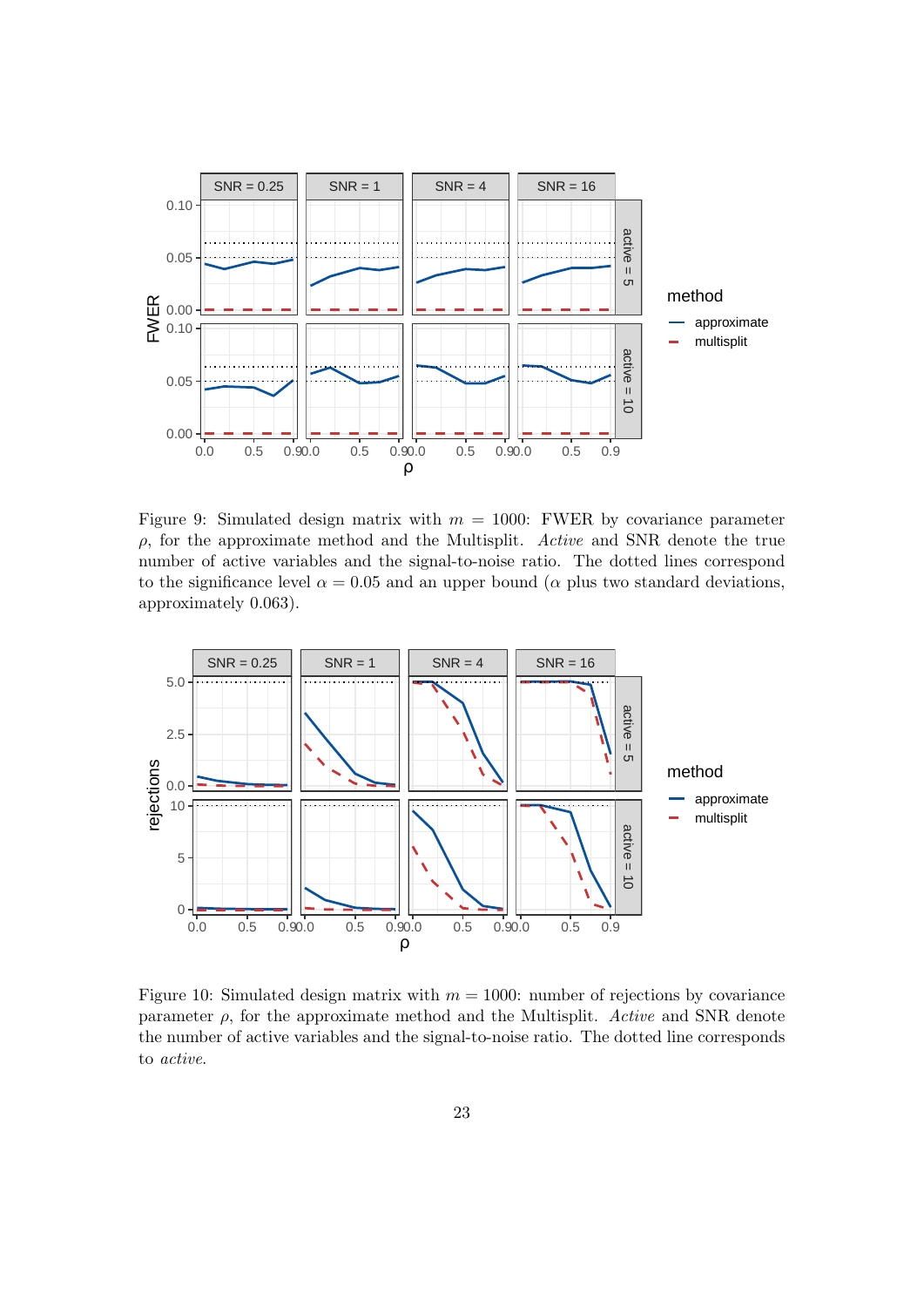Figure 9: Simulated design matrix with $m = 1000$: FWER by covariance parameter $\rho$, for the approximate method and the Multisplit. *Active* and SNR denote the true number of active variables and the signal-to-noise ratio. The dotted lines correspond to the significance level $\alpha = 0.05$ and an upper bound ($\alpha$ plus two standard deviations, approximately 0.063).

Figure 10: Simulated design matrix with $m = 1000$: number of rejections by covariance parameter $\rho$, for the approximate method and the Multisplit. *Active* and SNR denote the number of active variables and the signal-to-noise ratio. The dotted line corresponds to *active*.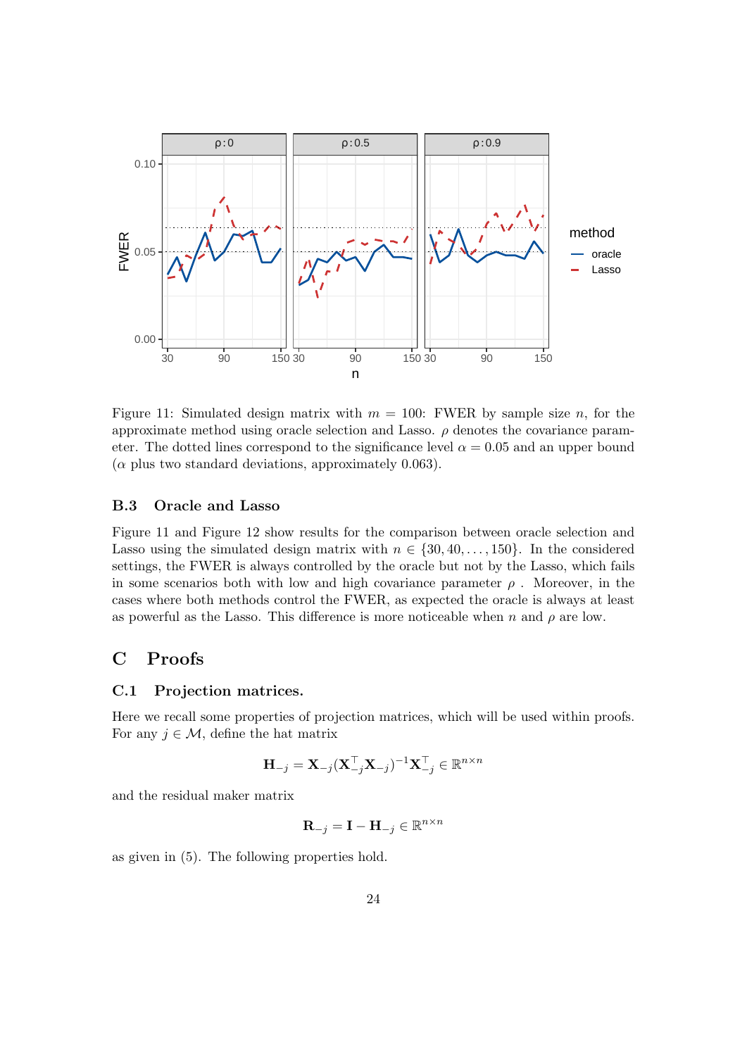Figure 11: Simulated design matrix with $m = 100$: FWER by sample size $n$, for the approximate method using oracle selection and Lasso. $\rho$ denotes the covariance parameter. The dotted lines correspond to the significance level $\alpha = 0.05$ and an upper bound ($\alpha$ plus two standard deviations, approximately 0.063).

### B.3 Oracle and Lasso

Figure 11 and Figure 12 show results for the comparison between oracle selection and Lasso using the simulated design matrix with $n \in \{30, 40, \dots, 150\}$. In the considered settings, the FWER is always controlled by the oracle but not by the Lasso, which fails in some scenarios both with low and high covariance parameter $\rho$ . Moreover, in the cases where both methods control the FWER, as expected the oracle is always at least as powerful as the Lasso. This difference is more noticeable when $n$ and $\rho$ are low.

## C Proofs

### C.1 Projection matrices.

Here we recall some properties of projection matrices, which will be used within proofs. For any $j \in \mathcal{M}$, define the hat matrix

$$\mathbf{H}_{-j} = \mathbf{X}_{-j}(\mathbf{X}_{-j}^\top \mathbf{X}_{-j})^{-1}\mathbf{X}_{-j}^\top \in \mathbb{R}^{n\times n}$$

and the residual maker matrix

$$\mathbf{R}_{-j} = \mathbf{I} - \mathbf{H}_{-j} \in \mathbb{R}^{n\times n}$$

as given in (5). The following properties hold.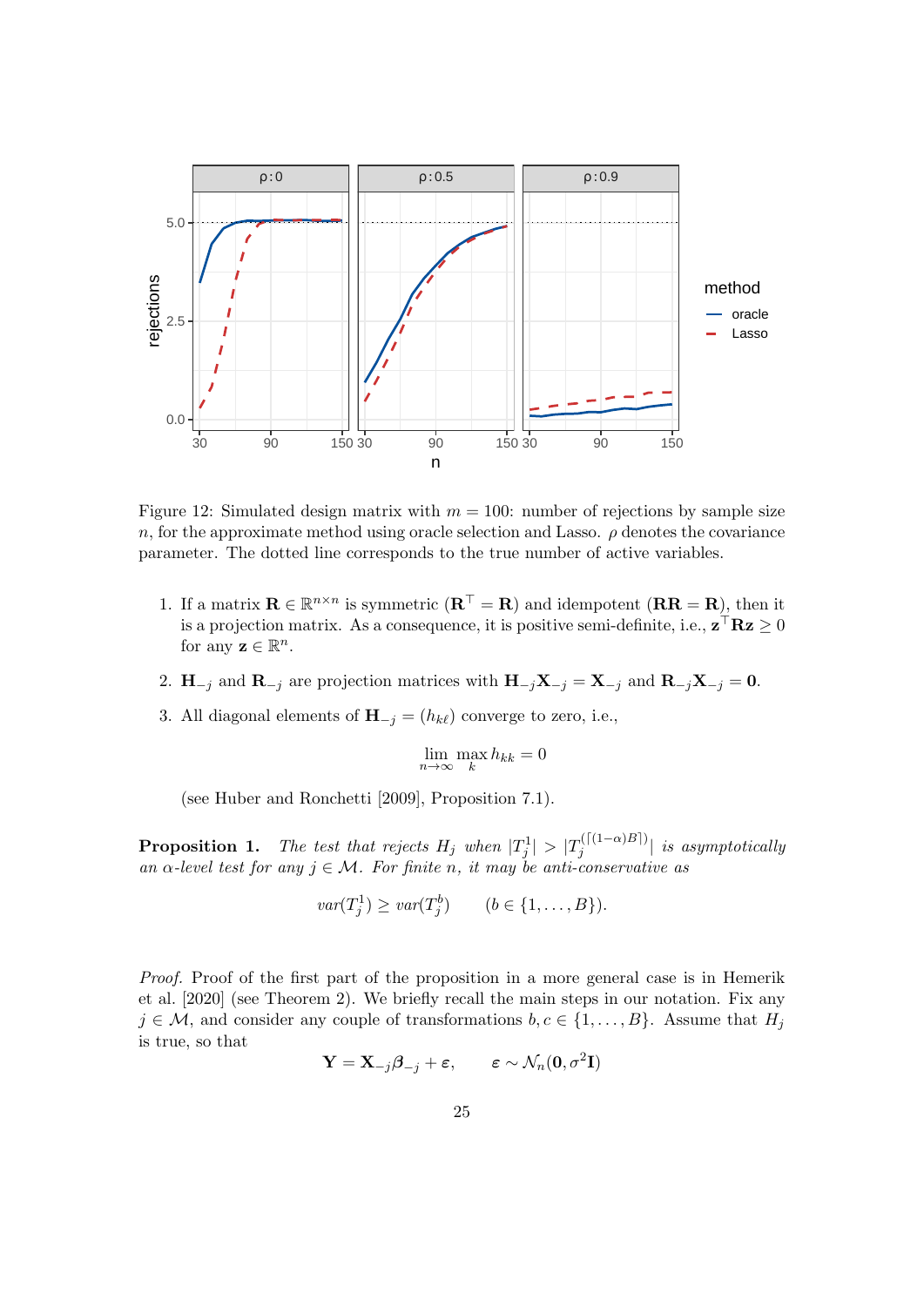Figure 12: Simulated design matrix with $m = 100$: number of rejections by sample size $n$, for the approximate method using oracle selection and Lasso. $\rho$ denotes the covariance parameter. The dotted line corresponds to the true number of active variables.

1. If a matrix $\mathbf{R} \in \mathbb{R}^{n \times n}$ is symmetric ($\mathbf{R}^\top = \mathbf{R}$) and idempotent ($\mathbf{R}\mathbf{R} = \mathbf{R}$), then it is a projection matrix. As a consequence, it is positive semi-definite, i.e., $\mathbf{z}^\top \mathbf{R} \mathbf{z} \geq 0$ for any $\mathbf{z} \in \mathbb{R}^n$.
2. $\mathbf{H}_{-j}$ and $\mathbf{R}_{-j}$ are projection matrices with $\mathbf{H}_{-j}\mathbf{X}_{-j} = \mathbf{X}_{-j}$ and $\mathbf{R}_{-j}\mathbf{X}_{-j} = \mathbf{0}$.
3. All diagonal elements of $\mathbf{H}_{-j} = (h_{k\ell})$ converge to zero, i.e.,

$$\lim_{n \to \infty} \max_k h_{kk} = 0$$

(see Huber and Ronchetti [2009], Proposition 7.1).

**Proposition 1.** *The test that rejects $H_j$ when $|T_j^1| > |T_j^{(\lceil (1-\alpha)B \rceil)}|$ is asymptotically an $\alpha$-level test for any $j \in \mathcal{M}$. For finite $n$, it may be anti-conservative as*

$$var(T_j^1) \geq var(T_j^b) \qquad (b \in \{1, \dots, B\}).$$

*Proof.* Proof of the first part of the proposition in a more general case is in Hemerik et al. [2020] (see Theorem 2). We briefly recall the main steps in our notation. Fix any $j \in \mathcal{M}$, and consider any couple of transformations $b, c \in \{1, \dots, B\}$. Assume that $H_j$ is true, so that

$$\mathbf{Y} = \mathbf{X}_{-j}\boldsymbol{\beta}_{-j} + \boldsymbol{\varepsilon}, \qquad \boldsymbol{\varepsilon} \sim \mathcal{N}_n(\mathbf{0}, \sigma^2 \mathbf{I})$$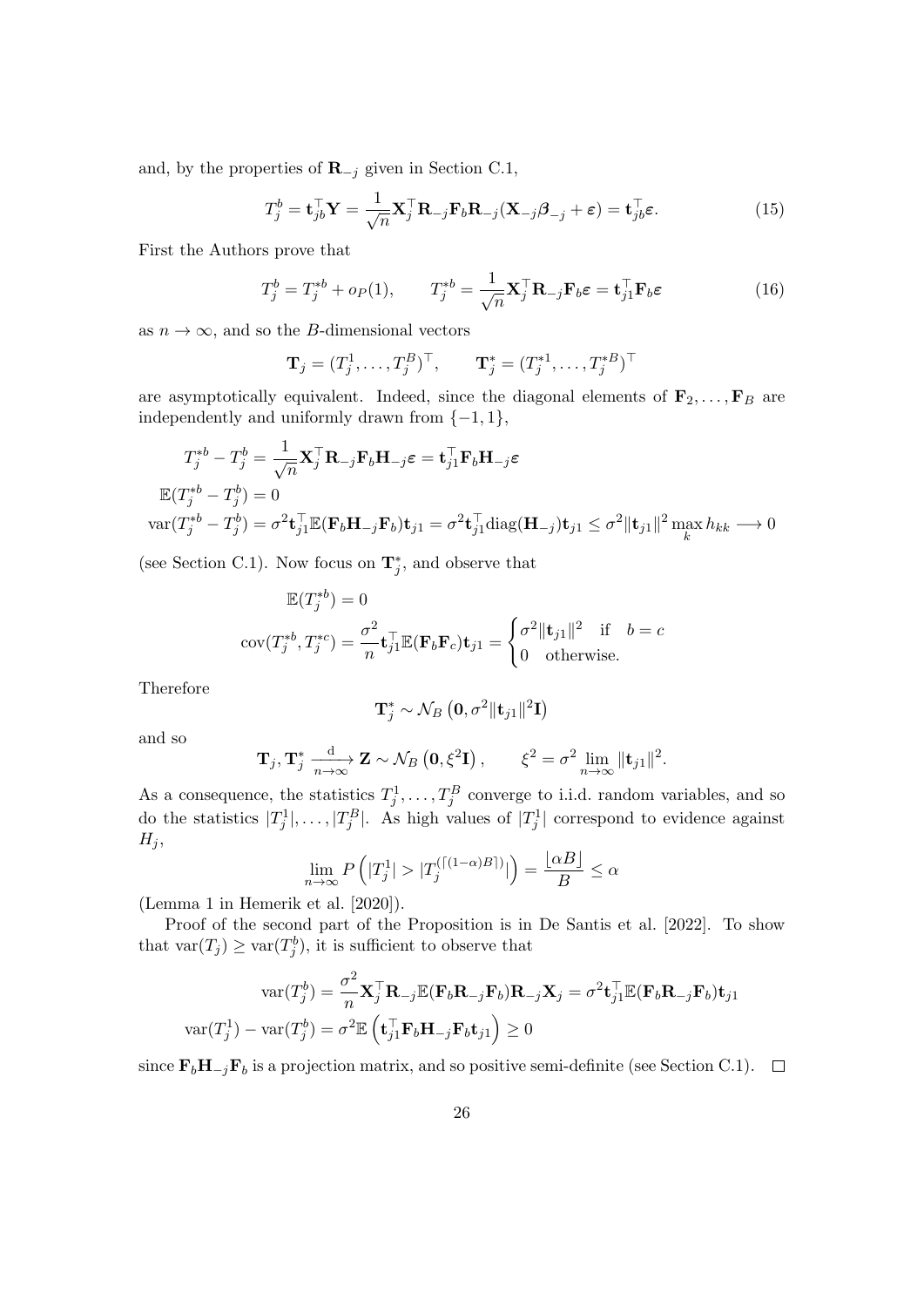and, by the properties of $\mathbf{R}_{-j}$ given in Section C.1,

$$T_j^b = \mathbf{t}_{jb}^\top \mathbf{Y} = \frac{1}{\sqrt{n}} \mathbf{X}_j^\top \mathbf{R}_{-j} \mathbf{F}_b \mathbf{R}_{-j} (\mathbf{X}_{-j} \boldsymbol{\beta}_{-j} + \boldsymbol{\varepsilon}) = \mathbf{t}_{jb}^\top \boldsymbol{\varepsilon}. \tag{15}$$

First the Authors prove that

$$T_j^b = T_j^{*b} + o_P(1), \qquad T_j^{*b} = \frac{1}{\sqrt{n}} \mathbf{X}_j^\top \mathbf{R}_{-j} \mathbf{F}_b \boldsymbol{\varepsilon} = \mathbf{t}_{j1}^\top \mathbf{F}_b \boldsymbol{\varepsilon} \tag{16}$$

as $n \to \infty$, and so the $B$-dimensional vectors

$$\mathbf{T}_j = (T_j^1, \ldots, T_j^B)^\top, \qquad \mathbf{T}_j^* = (T_j^{*1}, \ldots, T_j^{*B})^\top$$

are asymptotically equivalent. Indeed, since the diagonal elements of $\mathbf{F}_2, \ldots, \mathbf{F}_B$ are independently and uniformly drawn from $\{-1, 1\}$,

$$\begin{aligned}
&T_j^{*b} - T_j^b = \frac{1}{\sqrt{n}} \mathbf{X}_j^\top \mathbf{R}_{-j} \mathbf{F}_b \mathbf{H}_{-j} \boldsymbol{\varepsilon} = \mathbf{t}_{j1}^\top \mathbf{F}_b \mathbf{H}_{-j} \boldsymbol{\varepsilon} \\
&\mathbb{E}(T_j^{*b} - T_j^b) = 0 \\
&\mathrm{var}(T_j^{*b} - T_j^b) = \sigma^2 \mathbf{t}_{j1}^\top \mathbb{E}(\mathbf{F}_b \mathbf{H}_{-j} \mathbf{F}_b) \mathbf{t}_{j1} = \sigma^2 \mathbf{t}_{j1}^\top \mathrm{diag}(\mathbf{H}_{-j}) \mathbf{t}_{j1} \le \sigma^2 \|\mathbf{t}_{j1}\|^2 \max_k h_{kk} \longrightarrow 0
\end{aligned}$$

(see Section C.1). Now focus on $\mathbf{T}_j^*$, and observe that

$$\begin{aligned}
&\mathbb{E}(T_j^{*b}) = 0 \\
&\mathrm{cov}(T_j^{*b}, T_j^{*c}) = \frac{\sigma^2}{n} \mathbf{t}_{j1}^\top \mathbb{E}(\mathbf{F}_b \mathbf{F}_c) \mathbf{t}_{j1} = \begin{cases} \sigma^2 \|\mathbf{t}_{j1}\|^2 & \text{if} \quad b = c \\ 0 & \text{otherwise.} \end{cases}
\end{aligned}$$

Therefore

$$\mathbf{T}_j^* \sim \mathcal{N}_B\left(\mathbf{0}, \sigma^2 \|\mathbf{t}_{j1}\|^2 \mathbf{I}\right)$$

and so

$$\mathbf{T}_j, \mathbf{T}_j^* \xrightarrow[n\to\infty]{\mathrm{d}} \mathbf{Z} \sim \mathcal{N}_B\left(\mathbf{0}, \xi^2 \mathbf{I}\right), \qquad \xi^2 = \sigma^2 \lim_{n\to\infty} \|\mathbf{t}_{j1}\|^2.$$

As a consequence, the statistics $T_j^1, \ldots, T_j^B$ converge to i.i.d. random variables, and so do the statistics $|T_j^1|, \ldots, |T_j^B|$. As high values of $|T_j^1|$ correspond to evidence against $H_j$,

$$\lim_{n\to\infty} P\left(|T_j^1| > |T_j^{(\lceil (1-\alpha)B \rceil)}|\right) = \frac{\lfloor \alpha B \rfloor}{B} \le \alpha$$

(Lemma 1 in Hemerik et al. [2020]).

Proof of the second part of the Proposition is in De Santis et al. [2022]. To show that $\mathrm{var}(T_j) \ge \mathrm{var}(T_j^b)$, it is sufficient to observe that

$$\begin{aligned}
&\mathrm{var}(T_j^b) = \frac{\sigma^2}{n} \mathbf{X}_j^\top \mathbf{R}_{-j} \mathbb{E}(\mathbf{F}_b \mathbf{R}_{-j} \mathbf{F}_b) \mathbf{R}_{-j} \mathbf{X}_j = \sigma^2 \mathbf{t}_{j1}^\top \mathbb{E}(\mathbf{F}_b \mathbf{R}_{-j} \mathbf{F}_b) \mathbf{t}_{j1} \\
&\mathrm{var}(T_j^1) - \mathrm{var}(T_j^b) = \sigma^2 \mathbb{E}\left(\mathbf{t}_{j1}^\top \mathbf{F}_b \mathbf{H}_{-j} \mathbf{F}_b \mathbf{t}_{j1}\right) \ge 0
\end{aligned}$$

since $\mathbf{F}_b \mathbf{H}_{-j} \mathbf{F}_b$ is a projection matrix, and so positive semi-definite (see Section C.1). $\square$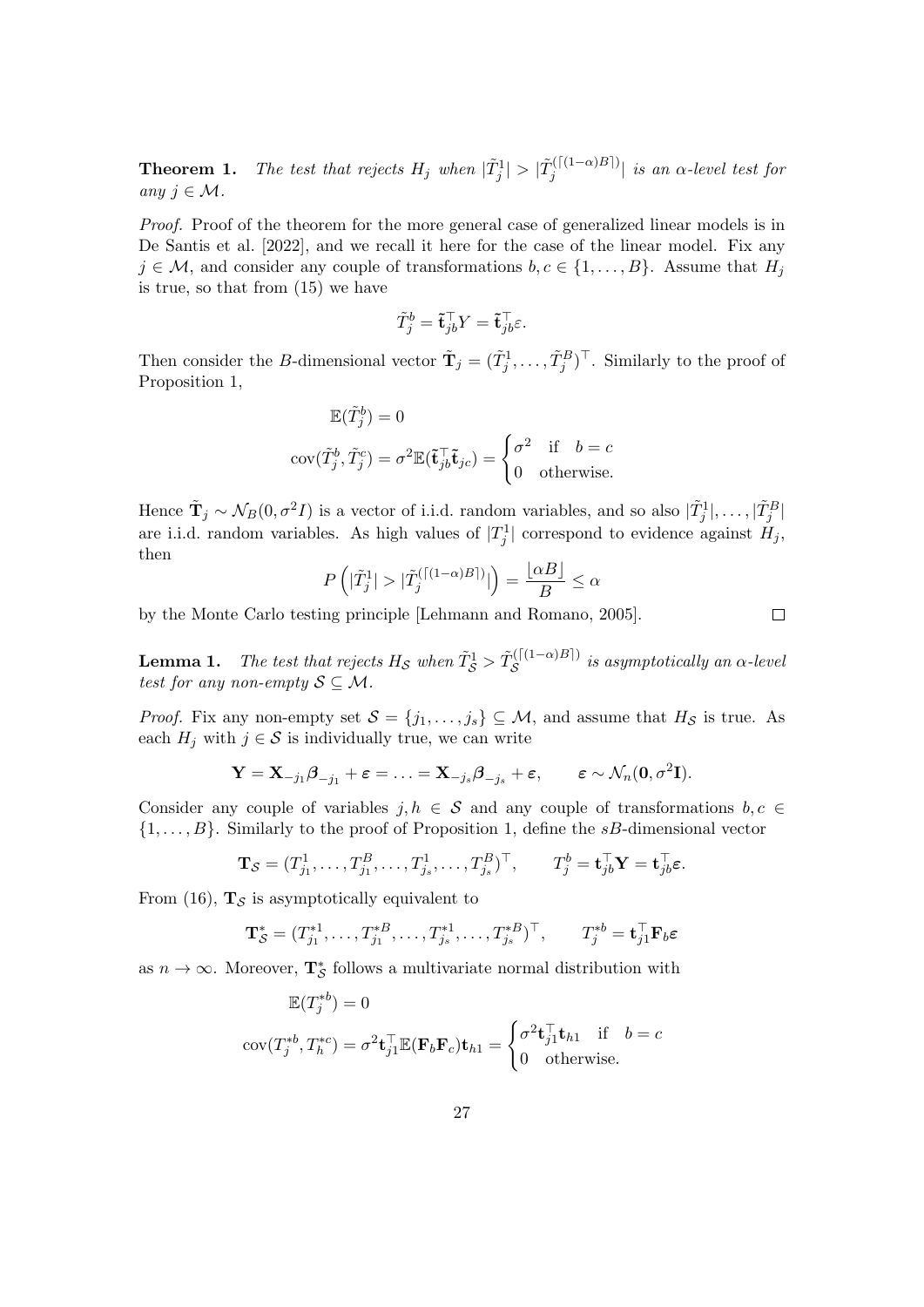**Theorem 1.** *The test that rejects $H_j$ when $|\tilde{T}_j^1| > |\tilde{T}_j^{(\lceil (1-\alpha)B \rceil)}|$ is an $\alpha$-level test for any $j \in \mathcal{M}$.*

*Proof.* Proof of the theorem for the more general case of generalized linear models is in De Santis et al. [2022], and we recall it here for the case of the linear model. Fix any $j \in \mathcal{M}$, and consider any couple of transformations $b, c \in \{1, \ldots, B\}$. Assume that $H_j$ is true, so that from (15) we have

$$\tilde{T}_j^b = \tilde{\mathbf{t}}_{jb}^\top Y = \tilde{\mathbf{t}}_{jb}^\top \varepsilon.$$

Then consider the $B$-dimensional vector $\tilde{\mathbf{T}}_j = (\tilde{T}_j^1, \ldots, \tilde{T}_j^B)^\top$. Similarly to the proof of Proposition 1,

$$\mathbb{E}(\tilde{T}_j^b) = 0$$

$$\operatorname{cov}(\tilde{T}_j^b, \tilde{T}_j^c) = \sigma^2 \mathbb{E}(\tilde{\mathbf{t}}_{jb}^\top \tilde{\mathbf{t}}_{jc}) = \begin{cases} \sigma^2 & \text{if} \quad b = c \\ 0 & \text{otherwise.} \end{cases}$$

Hence $\tilde{\mathbf{T}}_j \sim \mathcal{N}_B(0, \sigma^2 I)$ is a vector of i.i.d. random variables, and so also $|\tilde{T}_j^1|, \ldots, |\tilde{T}_j^B|$ are i.i.d. random variables. As high values of $|T_j^1|$ correspond to evidence against $H_j$, then

$$P\left(|\tilde{T}_j^1| > |\tilde{T}_j^{(\lceil (1-\alpha)B \rceil)}|\right) = \frac{\lfloor \alpha B \rfloor}{B} \leq \alpha$$

by the Monte Carlo testing principle [Lehmann and Romano, 2005]. $\square$

**Lemma 1.** *The test that rejects $H_{\mathcal{S}}$ when $\tilde{T}_{\mathcal{S}}^1 > \tilde{T}_{\mathcal{S}}^{(\lceil (1-\alpha)B \rceil)}$ is asymptotically an $\alpha$-level test for any non-empty $\mathcal{S} \subseteq \mathcal{M}$.*

*Proof.* Fix any non-empty set $\mathcal{S} = \{j_1, \ldots, j_s\} \subseteq \mathcal{M}$, and assume that $H_{\mathcal{S}}$ is true. As each $H_j$ with $j \in \mathcal{S}$ is individually true, we can write

$$\mathbf{Y} = \mathbf{X}_{-j_1}\boldsymbol{\beta}_{-j_1} + \boldsymbol{\varepsilon} = \ldots = \mathbf{X}_{-j_s}\boldsymbol{\beta}_{-j_s} + \boldsymbol{\varepsilon}, \qquad \boldsymbol{\varepsilon} \sim \mathcal{N}_n(\mathbf{0}, \sigma^2 \mathbf{I}).$$

Consider any couple of variables $j, h \in \mathcal{S}$ and any couple of transformations $b, c \in \{1, \ldots, B\}$. Similarly to the proof of Proposition 1, define the $sB$-dimensional vector

$$\mathbf{T}_{\mathcal{S}} = (T_{j_1}^1, \ldots, T_{j_1}^B, \ldots, T_{j_s}^1, \ldots, T_{j_s}^B)^\top, \qquad T_j^b = \mathbf{t}_{jb}^\top \mathbf{Y} = \mathbf{t}_{jb}^\top \boldsymbol{\varepsilon}.$$

From (16), $\mathbf{T}_{\mathcal{S}}$ is asymptotically equivalent to

$$\mathbf{T}_{\mathcal{S}}^* = (T_{j_1}^{*1}, \ldots, T_{j_1}^{*B}, \ldots, T_{j_s}^{*1}, \ldots, T_{j_s}^{*B})^\top, \qquad T_j^{*b} = \mathbf{t}_{j1}^\top \mathbf{F}_b \boldsymbol{\varepsilon}$$

as $n \to \infty$. Moreover, $\mathbf{T}_{\mathcal{S}}^*$ follows a multivariate normal distribution with

$$\mathbb{E}(T_j^{*b}) = 0$$

$$\operatorname{cov}(T_j^{*b}, T_h^{*c}) = \sigma^2 \mathbf{t}_{j1}^\top \mathbb{E}(\mathbf{F}_b \mathbf{F}_c) \mathbf{t}_{h1} = \begin{cases} \sigma^2 \mathbf{t}_{j1}^\top \mathbf{t}_{h1} & \text{if} \quad b = c \\ 0 & \text{otherwise.} \end{cases}$$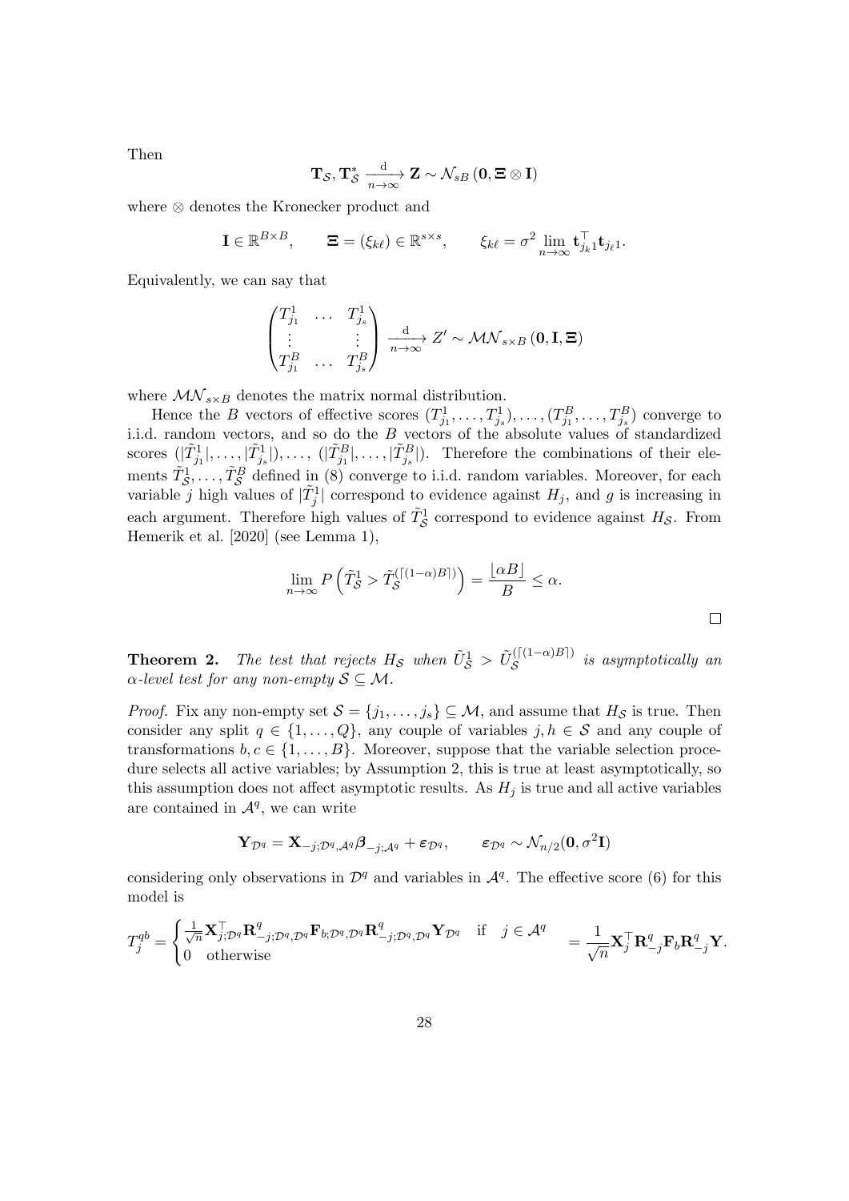Then

$$\mathbf{T}_{\mathcal{S}}, \mathbf{T}^*_{\mathcal{S}} \xrightarrow[n\to\infty]{\mathrm{d}} \mathbf{Z} \sim \mathcal{N}_{sB}\left(\mathbf{0}, \mathbf{\Xi} \otimes \mathbf{I}\right)$$

where $\otimes$ denotes the Kronecker product and

$$\mathbf{I} \in \mathbb{R}^{B\times B}, \qquad \mathbf{\Xi} = (\xi_{k\ell}) \in \mathbb{R}^{s\times s}, \qquad \xi_{k\ell} = \sigma^2 \lim_{n\to\infty} \mathbf{t}_{j_k 1}^\top \mathbf{t}_{j_\ell 1}.$$

Equivalently, we can say that

$$\begin{pmatrix} T^1_{j_1} & \dots & T^1_{j_s} \\ \vdots & & \vdots \\ T^B_{j_1} & \dots & T^B_{j_s} \end{pmatrix} \xrightarrow[n\to\infty]{\mathrm{d}} Z' \sim \mathcal{MN}_{s\times B}\left(\mathbf{0}, \mathbf{I}, \mathbf{\Xi}\right)$$

where $\mathcal{MN}_{s\times B}$ denotes the matrix normal distribution.

Hence the $B$ vectors of effective scores $(T^1_{j_1}, \dots, T^1_{j_s}), \dots, (T^B_{j_1}, \dots, T^B_{j_s})$ converge to i.i.d. random vectors, and so do the $B$ vectors of the absolute values of standardized scores $(|\tilde{T}^1_{j_1}|, \dots, |\tilde{T}^1_{j_s}|), \dots, (|\tilde{T}^B_{j_1}|, \dots, |\tilde{T}^B_{j_s}|)$. Therefore the combinations of their elements $\tilde{T}^1_{\mathcal{S}}, \dots, \tilde{T}^B_{\mathcal{S}}$ defined in (8) converge to i.i.d. random variables. Moreover, for each variable $j$ high values of $|\tilde{T}^1_j|$ correspond to evidence against $H_j$, and $g$ is increasing in each argument. Therefore high values of $\tilde{T}^1_{\mathcal{S}}$ correspond to evidence against $H_{\mathcal{S}}$. From Hemerik et al. [2020] (see Lemma 1),

$$\lim_{n\to\infty} P\left(\tilde{T}^1_{\mathcal{S}} > \tilde{T}^{(\lceil(1-\alpha)B\rceil)}_{\mathcal{S}}\right) = \frac{\lfloor \alpha B \rfloor}{B} \leq \alpha.$$

$\square$

**Theorem 2.** *The test that rejects $H_{\mathcal{S}}$ when $\tilde{U}^1_{\mathcal{S}} > \tilde{U}^{(\lceil(1-\alpha)B\rceil)}_{\mathcal{S}}$ is asymptotically an $\alpha$-level test for any non-empty $\mathcal{S} \subseteq \mathcal{M}$.*

*Proof.* Fix any non-empty set $\mathcal{S} = \{j_1, \dots, j_s\} \subseteq \mathcal{M}$, and assume that $H_{\mathcal{S}}$ is true. Then consider any split $q \in \{1, \dots, Q\}$, any couple of variables $j, h \in \mathcal{S}$ and any couple of transformations $b, c \in \{1, \dots, B\}$. Moreover, suppose that the variable selection procedure selects all active variables; by Assumption 2, this is true at least asymptotically, so this assumption does not affect asymptotic results. As $H_j$ is true and all active variables are contained in $\mathcal{A}^q$, we can write

$$\mathbf{Y}_{\mathcal{D}^q} = \mathbf{X}_{-j;\mathcal{D}^q,\mathcal{A}^q}\boldsymbol{\beta}_{-j;\mathcal{A}^q} + \boldsymbol{\varepsilon}_{\mathcal{D}^q}, \qquad \boldsymbol{\varepsilon}_{\mathcal{D}^q} \sim \mathcal{N}_{n/2}(\mathbf{0}, \sigma^2\mathbf{I})$$

considering only observations in $\mathcal{D}^q$ and variables in $\mathcal{A}^q$. The effective score (6) for this model is

$$T^{qb}_j = \begin{cases} \frac{1}{\sqrt{n}}\mathbf{X}^\top_{j;\mathcal{D}^q}\mathbf{R}^q_{-j;\mathcal{D}^q,\mathcal{D}^q}\mathbf{F}_{b;\mathcal{D}^q,\mathcal{D}^q}\mathbf{R}^q_{-j;\mathcal{D}^q,\mathcal{D}^q}\mathbf{Y}_{\mathcal{D}^q} & \text{if} \quad j \in \mathcal{A}^q \\ 0 \quad \text{otherwise} \end{cases} = \frac{1}{\sqrt{n}}\mathbf{X}^\top_j\mathbf{R}^q_{-j}\mathbf{F}_b\mathbf{R}^q_{-j}\mathbf{Y}.$$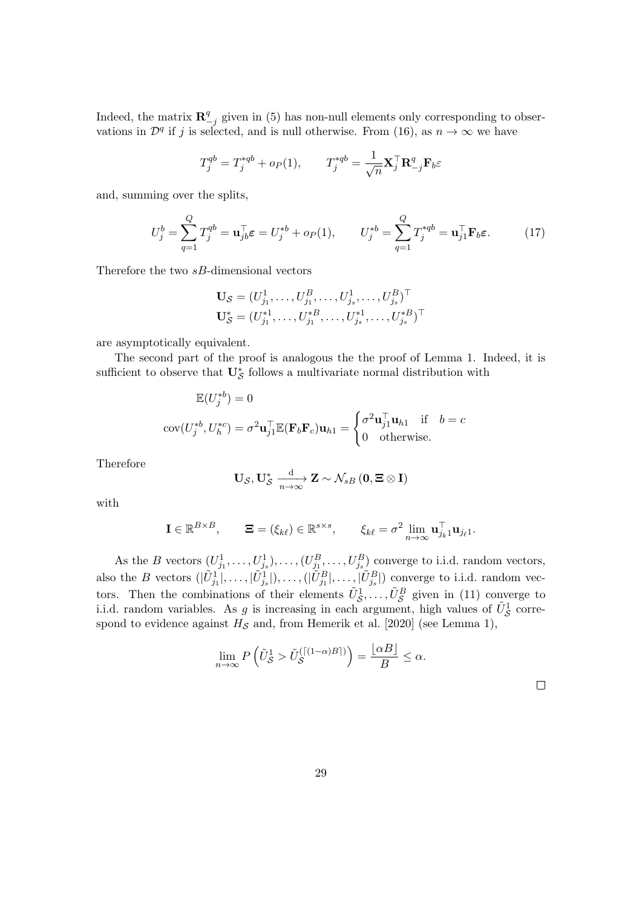Indeed, the matrix $\mathbf{R}_{-j}^q$ given in (5) has non-null elements only corresponding to observations in $\mathcal{D}^q$ if $j$ is selected, and is null otherwise. From (16), as $n \to \infty$ we have

$$T_j^{qb} = T_j^{*qb} + o_P(1), \qquad T_j^{*qb} = \frac{1}{\sqrt{n}} \mathbf{X}_j^\top \mathbf{R}_{-j}^q \mathbf{F}_b \varepsilon$$

and, summing over the splits,

$$U_j^b = \sum_{q=1}^{Q} T_j^{qb} = \mathbf{u}_{jb}^\top \boldsymbol{\varepsilon} = U_j^{*b} + o_P(1), \qquad U_j^{*b} = \sum_{q=1}^{Q} T_j^{*qb} = \mathbf{u}_{j1}^\top \mathbf{F}_b \boldsymbol{\varepsilon}. \tag{17}$$

Therefore the two $sB$-dimensional vectors

$$\mathbf{U}_\mathcal{S} = (U_{j_1}^1, \dots, U_{j_1}^B, \dots, U_{j_s}^1, \dots, U_{j_s}^B)^\top$$
$$\mathbf{U}_\mathcal{S}^* = (U_{j_1}^{*1}, \dots, U_{j_1}^{*B}, \dots, U_{j_s}^{*1}, \dots, U_{j_s}^{*B})^\top$$

are asymptotically equivalent.

The second part of the proof is analogous the the proof of Lemma 1. Indeed, it is sufficient to observe that $\mathbf{U}_\mathcal{S}^*$ follows a multivariate normal distribution with

$$\mathbb{E}(U_j^{*b}) = 0$$

$$\operatorname{cov}(U_j^{*b}, U_h^{*c}) = \sigma^2 \mathbf{u}_{j1}^\top \mathbb{E}(\mathbf{F}_b \mathbf{F}_c) \mathbf{u}_{h1} = \begin{cases} \sigma^2 \mathbf{u}_{j1}^\top \mathbf{u}_{h1} & \text{if} \quad b = c \\ 0 & \text{otherwise.} \end{cases}$$

Therefore

$$\mathbf{U}_\mathcal{S}, \mathbf{U}_\mathcal{S}^* \xrightarrow[n\to\infty]{\text{d}} \mathbf{Z} \sim \mathcal{N}_{sB}\left(\mathbf{0}, \boldsymbol{\Xi} \otimes \mathbf{I}\right)$$

with

$$\mathbf{I} \in \mathbb{R}^{B\times B}, \qquad \boldsymbol{\Xi} = (\xi_{k\ell}) \in \mathbb{R}^{s\times s}, \qquad \xi_{k\ell} = \sigma^2 \lim_{n\to\infty} \mathbf{u}_{j_k 1}^\top \mathbf{u}_{j_\ell 1}.$$

As the $B$ vectors $(U_{j_1}^1, \dots, U_{j_s}^1), \dots, (U_{j_1}^B, \dots, U_{j_s}^B)$ converge to i.i.d. random vectors, also the $B$ vectors $(|\tilde{U}_{j_1}^1|, \dots, |\tilde{U}_{j_s}^1|), \dots, (|\tilde{U}_{j_1}^B|, \dots, |\tilde{U}_{j_s}^B|)$ converge to i.i.d. random vectors. Then the combinations of their elements $\tilde{U}_\mathcal{S}^1, \dots, \tilde{U}_\mathcal{S}^B$ given in (11) converge to i.i.d. random variables. As $g$ is increasing in each argument, high values of $\tilde{U}_\mathcal{S}^1$ correspond to evidence against $H_\mathcal{S}$ and, from Hemerik et al. [2020] (see Lemma 1),

$$\lim_{n\to\infty} P\left(\tilde{U}_\mathcal{S}^1 > \tilde{U}_\mathcal{S}^{(\lceil(1-\alpha)B\rceil)}\right) = \frac{\lfloor \alpha B \rfloor}{B} \le \alpha.$$

$\square$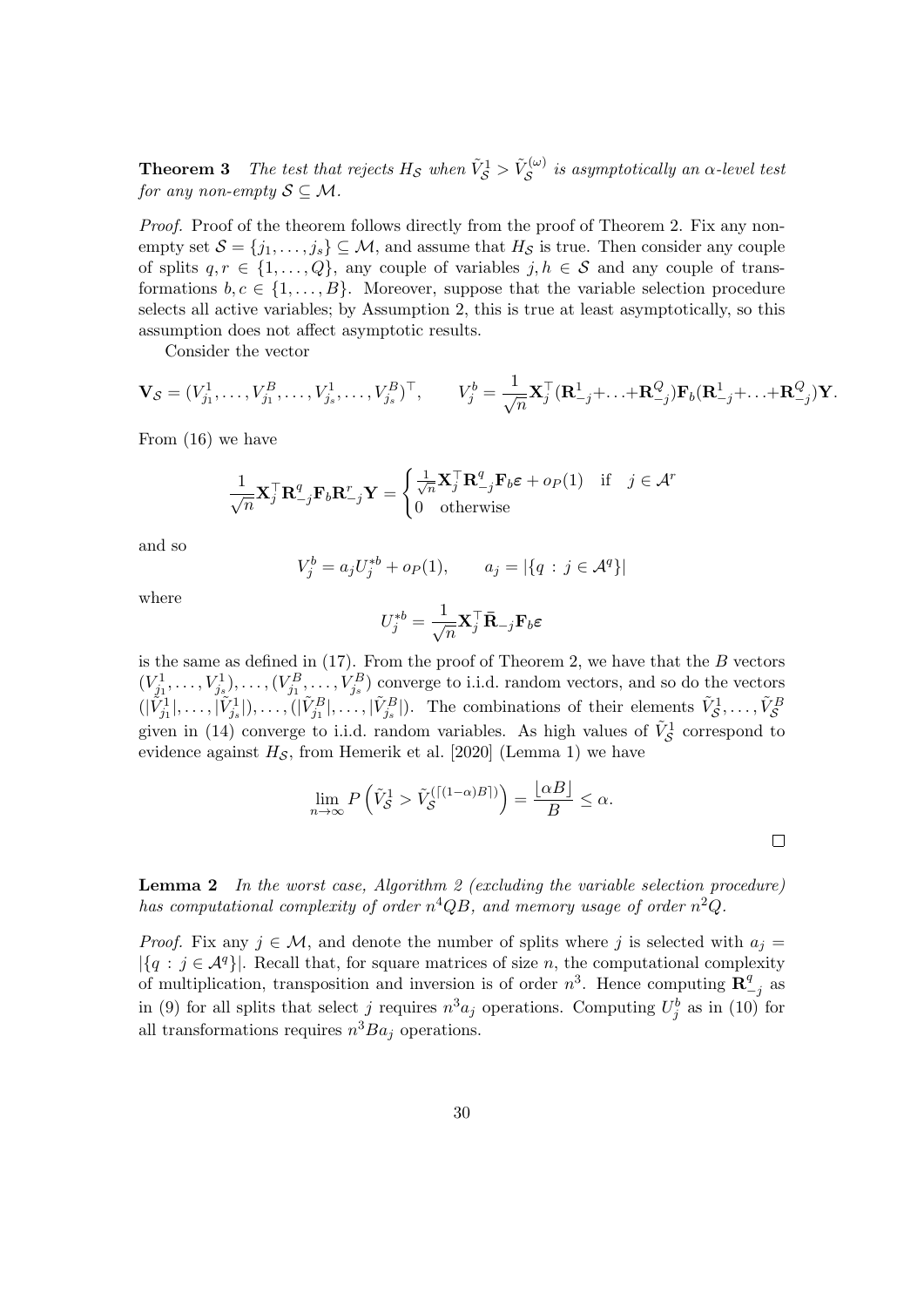**Theorem 3** *The test that rejects $H_{\mathcal{S}}$ when $\tilde{V}^1_{\mathcal{S}} > \tilde{V}^{(\omega)}_{\mathcal{S}}$ is asymptotically an $\alpha$-level test for any non-empty $\mathcal{S} \subseteq \mathcal{M}$.*

*Proof.* Proof of the theorem follows directly from the proof of Theorem 2. Fix any non-empty set $\mathcal{S} = \{j_1, \ldots, j_s\} \subseteq \mathcal{M}$, and assume that $H_{\mathcal{S}}$ is true. Then consider any couple of splits $q, r \in \{1, \ldots, Q\}$, any couple of variables $j, h \in \mathcal{S}$ and any couple of transformations $b, c \in \{1, \ldots, B\}$. Moreover, suppose that the variable selection procedure selects all active variables; by Assumption 2, this is true at least asymptotically, so this assumption does not affect asymptotic results.

Consider the vector

$$\mathbf{V}_{\mathcal{S}} = (V^1_{j_1}, \ldots, V^B_{j_1}, \ldots, V^1_{j_s}, \ldots, V^B_{j_s})^\top, \qquad V^b_j = \frac{1}{\sqrt{n}} \mathbf{X}_j^\top (\mathbf{R}^1_{-j} + \ldots + \mathbf{R}^Q_{-j}) \mathbf{F}_b (\mathbf{R}^1_{-j} + \ldots + \mathbf{R}^Q_{-j}) \mathbf{Y}.$$

From (16) we have

$$\frac{1}{\sqrt{n}} \mathbf{X}_j^\top \mathbf{R}^q_{-j} \mathbf{F}_b \mathbf{R}^r_{-j} \mathbf{Y} = \begin{cases} \frac{1}{\sqrt{n}} \mathbf{X}_j^\top \mathbf{R}^q_{-j} \mathbf{F}_b \boldsymbol{\varepsilon} + o_P(1) & \text{if} \quad j \in \mathcal{A}^r \\ 0 \quad \text{otherwise} \end{cases}$$

and so

$$V^b_j = a_j U^{*b}_j + o_P(1), \qquad a_j = |\{q : j \in \mathcal{A}^q\}|$$

where

$$U^{*b}_j = \frac{1}{\sqrt{n}} \mathbf{X}_j^\top \bar{\mathbf{R}}_{-j} \mathbf{F}_b \boldsymbol{\varepsilon}$$

is the same as defined in (17). From the proof of Theorem 2, we have that the $B$ vectors $(V^1_{j_1}, \ldots, V^1_{j_s}), \ldots, (V^B_{j_1}, \ldots, V^B_{j_s})$ converge to i.i.d. random vectors, and so do the vectors $(|\tilde{V}^1_{j_1}|, \ldots, |\tilde{V}^1_{j_s}|), \ldots, (|\tilde{V}^B_{j_1}|, \ldots, |\tilde{V}^B_{j_s}|)$. The combinations of their elements $\tilde{V}^1_{\mathcal{S}}, \ldots, \tilde{V}^B_{\mathcal{S}}$ given in (14) converge to i.i.d. random variables. As high values of $\tilde{V}^1_{\mathcal{S}}$ correspond to evidence against $H_{\mathcal{S}}$, from Hemerik et al. [2020] (Lemma 1) we have

$$\lim_{n \to \infty} P\left( \tilde{V}^1_{\mathcal{S}} > \tilde{V}^{(\lceil (1-\alpha)B \rceil)}_{\mathcal{S}} \right) = \frac{\lfloor \alpha B \rfloor}{B} \leq \alpha.$$

□

**Lemma 2** *In the worst case, Algorithm 2 (excluding the variable selection procedure) has computational complexity of order $n^4 QB$, and memory usage of order $n^2 Q$.*

*Proof.* Fix any $j \in \mathcal{M}$, and denote the number of splits where $j$ is selected with $a_j = |\{q : j \in \mathcal{A}^q\}|$. Recall that, for square matrices of size $n$, the computational complexity of multiplication, transposition and inversion is of order $n^3$. Hence computing $\mathbf{R}^q_{-j}$ as in (9) for all splits that select $j$ requires $n^3 a_j$ operations. Computing $U^b_j$ as in (10) for all transformations requires $n^3 B a_j$ operations.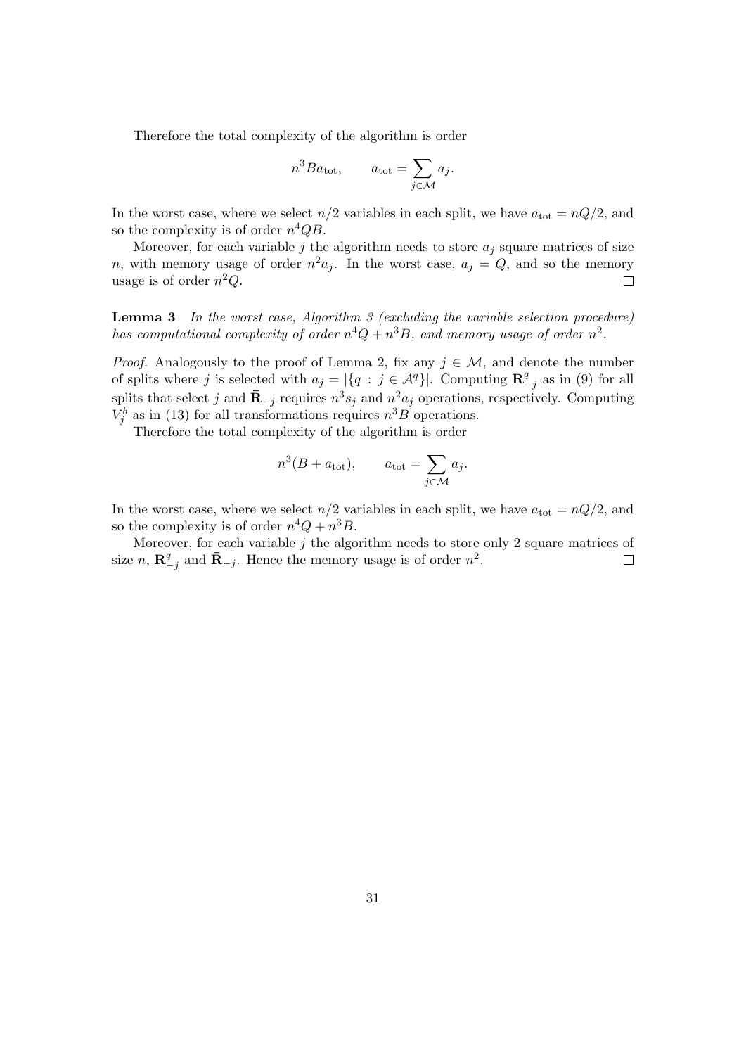Therefore the total complexity of the algorithm is order

$$n^3 B a_{\text{tot}}, \qquad a_{\text{tot}} = \sum_{j \in \mathcal{M}} a_j.$$

In the worst case, where we select $n/2$ variables in each split, we have $a_{\text{tot}} = nQ/2$, and so the complexity is of order $n^4 QB$.

Moreover, for each variable $j$ the algorithm needs to store $a_j$ square matrices of size $n$, with memory usage of order $n^2 a_j$. In the worst case, $a_j = Q$, and so the memory usage is of order $n^2 Q$. $\square$

**Lemma 3** *In the worst case, Algorithm 3 (excluding the variable selection procedure) has computational complexity of order $n^4 Q + n^3 B$, and memory usage of order $n^2$.*

*Proof.* Analogously to the proof of Lemma 2, fix any $j \in \mathcal{M}$, and denote the number of splits where $j$ is selected with $a_j = |\{q : j \in \mathcal{A}^q\}|$. Computing $\mathbf{R}^q_{-j}$ as in (9) for all splits that select $j$ and $\bar{\mathbf{R}}_{-j}$ requires $n^3 s_j$ and $n^2 a_j$ operations, respectively. Computing $V^b_j$ as in (13) for all transformations requires $n^3 B$ operations.

Therefore the total complexity of the algorithm is order

$$n^3 (B + a_{\text{tot}}), \qquad a_{\text{tot}} = \sum_{j \in \mathcal{M}} a_j.$$

In the worst case, where we select $n/2$ variables in each split, we have $a_{\text{tot}} = nQ/2$, and so the complexity is of order $n^4 Q + n^3 B$.

Moreover, for each variable $j$ the algorithm needs to store only 2 square matrices of size $n$, $\mathbf{R}^q_{-j}$ and $\bar{\mathbf{R}}_{-j}$. Hence the memory usage is of order $n^2$. $\square$